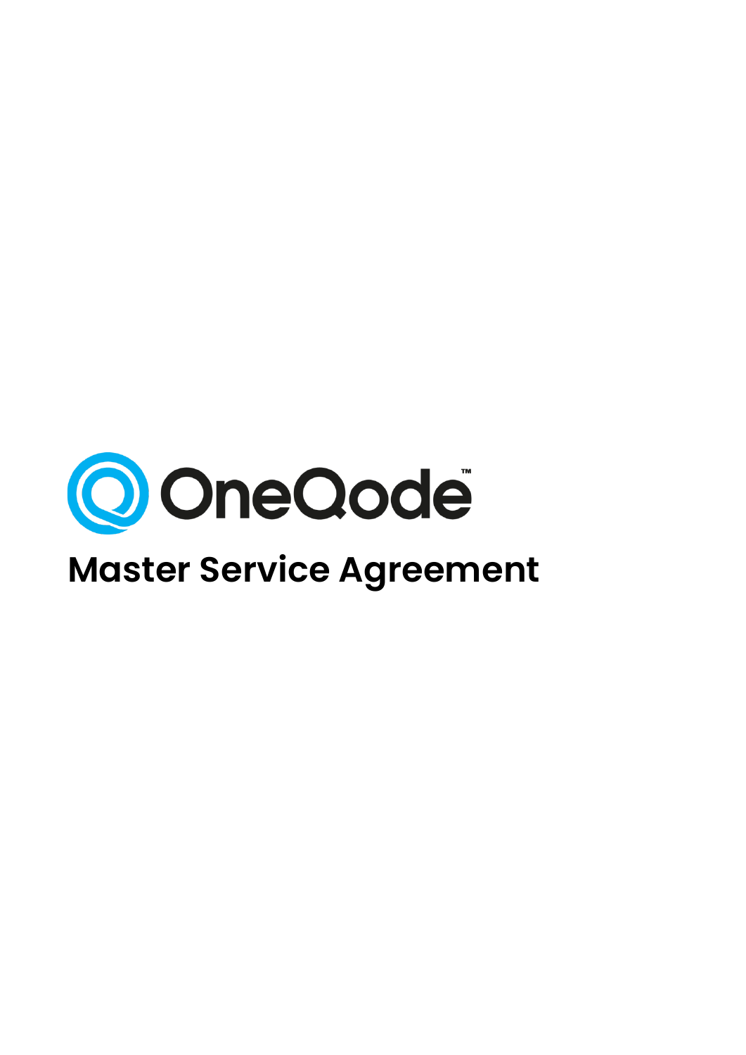OneQode™

# Master Service Agreement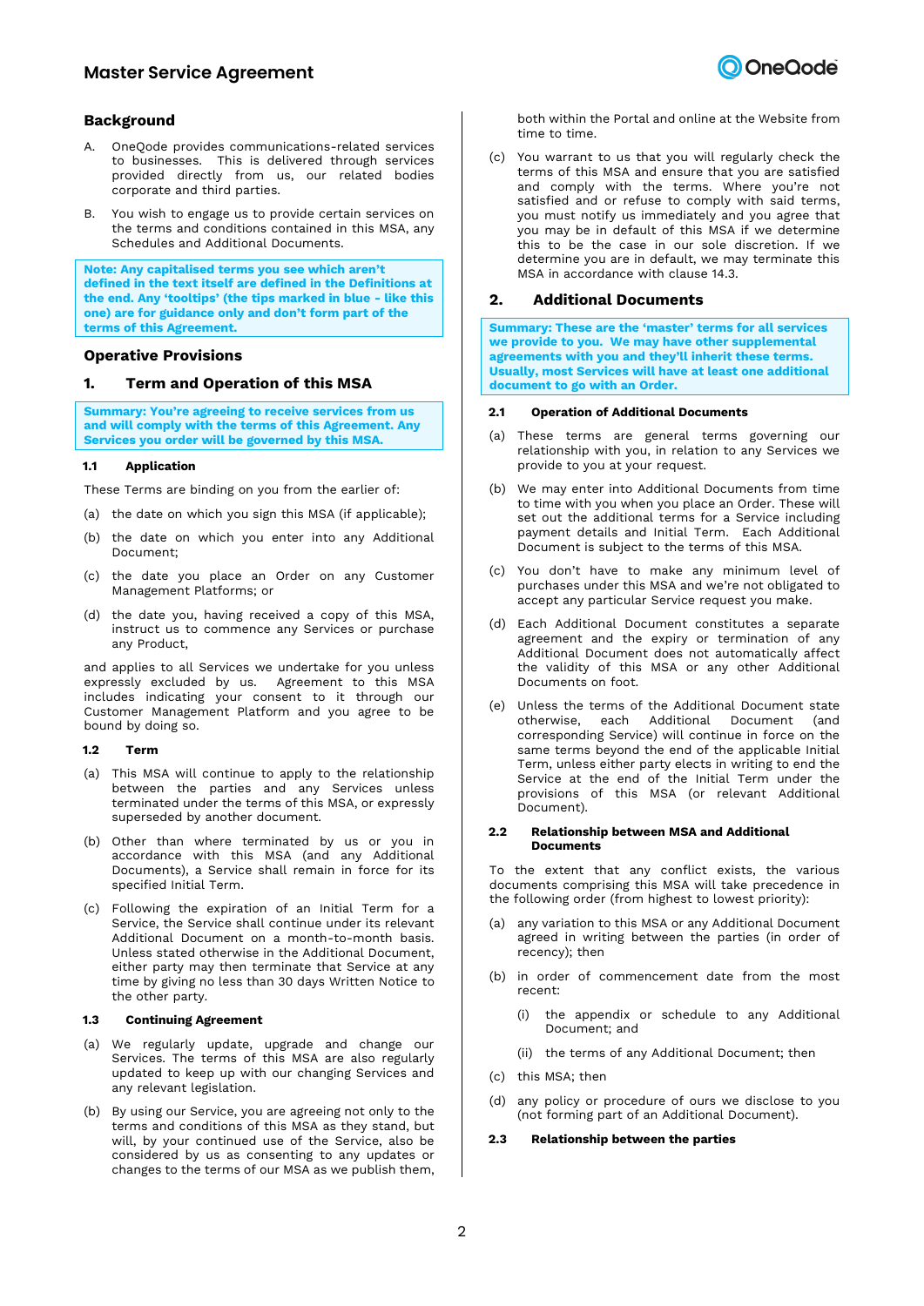# Master Service Agreement

## Background

A. OneQode provides communications-related services to businesses. This is delivered through services provided directly from us, our related bodies corporate and third parties.

B. You wish to engage us to provide certain services on the terms and conditions contained in this MSA, any Schedules and Additional Documents.

**Note: Any capitalised terms you see which aren't defined in the text itself are defined in the Definitions at the end. Any 'tooltips' (the tips marked in blue - like this one) are for guidance only and don't form part of the terms of this Agreement.**

## Operative Provisions

## 1. Term and Operation of this MSA

**Summary: You're agreeing to receive services from us and will comply with the terms of this Agreement. Any Services you order will be governed by this MSA.**

### 1.1 Application

These Terms are binding on you from the earlier of:

(a) the date on which you sign this MSA (if applicable);

(b) the date on which you enter into any Additional Document;

(c) the date you place an Order on any Customer Management Platforms; or

(d) the date you, having received a copy of this MSA, instruct us to commence any Services or purchase any Product,

and applies to all Services we undertake for you unless expressly excluded by us. Agreement to this MSA includes indicating your consent to it through our Customer Management Platform and you agree to be bound by doing so.

### 1.2 Term

(a) This MSA will continue to apply to the relationship between the parties and any Services unless terminated under the terms of this MSA, or expressly superseded by another document.

(b) Other than where terminated by us or you in accordance with this MSA (and any Additional Documents), a Service shall remain in force for its specified Initial Term.

(c) Following the expiration of an Initial Term for a Service, the Service shall continue under its relevant Additional Document on a month-to-month basis. Unless stated otherwise in the Additional Document, either party may then terminate that Service at any time by giving no less than 30 days Written Notice to the other party.

### 1.3 Continuing Agreement

(a) We regularly update, upgrade and change our Services. The terms of this MSA are also regularly updated to keep up with our changing Services and any relevant legislation.

(b) By using our Service, you are agreeing not only to the terms and conditions of this MSA as they stand, but will, by your continued use of the Service, also be considered by us as consenting to any updates or changes to the terms of our MSA as we publish them, both within the Portal and online at the Website from time to time.

(c) You warrant to us that you will regularly check the terms of this MSA and ensure that you are satisfied and comply with the terms. Where you're not satisfied and or refuse to comply with said terms, you must notify us immediately and you agree that you may be in default of this MSA if we determine this to be the case in our sole discretion. If we determine you are in default, we may terminate this MSA in accordance with clause 14.3.

## 2. Additional Documents

**Summary: These are the 'master' terms for all services we provide to you. We may have other supplemental agreements with you and they'll inherit these terms. Usually, most Services will have at least one additional document to go with an Order.**

### 2.1 Operation of Additional Documents

(a) These terms are general terms governing our relationship with you, in relation to any Services we provide to you at your request.

(b) We may enter into Additional Documents from time to time with you when you place an Order. These will set out the additional terms for a Service including payment details and Initial Term. Each Additional Document is subject to the terms of this MSA.

(c) You don't have to make any minimum level of purchases under this MSA and we're not obligated to accept any particular Service request you make.

(d) Each Additional Document constitutes a separate agreement and the expiry or termination of any Additional Document does not automatically affect the validity of this MSA or any other Additional Documents on foot.

(e) Unless the terms of the Additional Document state otherwise, each Additional Document (and corresponding Service) will continue in force on the same terms beyond the end of the applicable Initial Term, unless either party elects in writing to end the Service at the end of the Initial Term under the provisions of this MSA (or relevant Additional Document).

### 2.2 Relationship between MSA and Additional Documents

To the extent that any conflict exists, the various documents comprising this MSA will take precedence in the following order (from highest to lowest priority):

(a) any variation to this MSA or any Additional Document agreed in writing between the parties (in order of recency); then

(b) in order of commencement date from the most recent:

  (i) the appendix or schedule to any Additional Document; and

  (ii) the terms of any Additional Document; then

(c) this MSA; then

(d) any policy or procedure of ours we disclose to you (not forming part of an Additional Document).

### 2.3 Relationship between the parties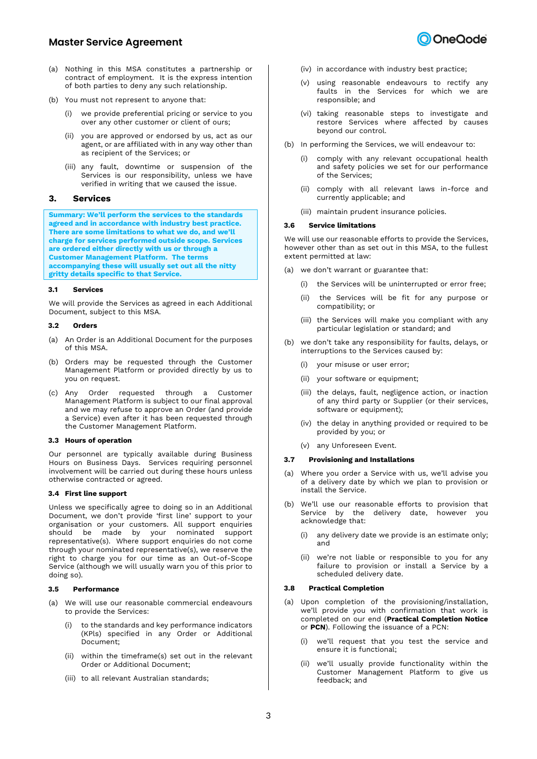(a) Nothing in this MSA constitutes a partnership or contract of employment. It is the express intention of both parties to deny any such relationship.

(b) You must not represent to anyone that:

   (i) we provide preferential pricing or service to you over any other customer or client of ours;

   (ii) you are approved or endorsed by us, act as our agent, or are affiliated with in any way other than as recipient of the Services; or

   (iii) any fault, downtime or suspension of the Services is our responsibility, unless we have verified in writing that we caused the issue.

## 3. Services

**Summary: We'll perform the services to the standards agreed and in accordance with industry best practice. There are some limitations to what we do, and we'll charge for services performed outside scope. Services are ordered either directly with us or through a Customer Management Platform. The terms accompanying these will usually set out all the nitty gritty details specific to that Service.**

### 3.1 Services

We will provide the Services as agreed in each Additional Document, subject to this MSA.

### 3.2 Orders

(a) An Order is an Additional Document for the purposes of this MSA.

(b) Orders may be requested through the Customer Management Platform or provided directly by us to you on request.

(c) Any Order requested through a Customer Management Platform is subject to our final approval and we may refuse to approve an Order (and provide a Service) even after it has been requested through the Customer Management Platform.

### 3.3 Hours of operation

Our personnel are typically available during Business Hours on Business Days. Services requiring personnel involvement will be carried out during these hours unless otherwise contracted or agreed.

### 3.4 First line support

Unless we specifically agree to doing so in an Additional Document, we don't provide 'first line' support to your organisation or your customers. All support enquiries should be made by your nominated support representative(s). Where support enquiries do not come through your nominated representative(s), we reserve the right to charge you for our time as an Out-of-Scope Service (although we will usually warn you of this prior to doing so).

### 3.5 Performance

(a) We will use our reasonable commercial endeavours to provide the Services:

   (i) to the standards and key performance indicators (KPIs) specified in any Order or Additional Document;

   (ii) within the timeframe(s) set out in the relevant Order or Additional Document;

   (iii) to all relevant Australian standards;

   (iv) in accordance with industry best practice;

   (v) using reasonable endeavours to rectify any faults in the Services for which we are responsible; and

   (vi) taking reasonable steps to investigate and restore Services where affected by causes beyond our control.

(b) In performing the Services, we will endeavour to:

   (i) comply with any relevant occupational health and safety policies we set for our performance of the Services;

   (ii) comply with all relevant laws in-force and currently applicable; and

   (iii) maintain prudent insurance policies.

### 3.6 Service limitations

We will use our reasonable efforts to provide the Services, however other than as set out in this MSA, to the fullest extent permitted at law:

(a) we don't warrant or guarantee that:

   (i) the Services will be uninterrupted or error free;

   (ii) the Services will be fit for any purpose or compatibility; or

   (iii) the Services will make you compliant with any particular legislation or standard; and

(b) we don't take any responsibility for faults, delays, or interruptions to the Services caused by:

   (i) your misuse or user error;

   (ii) your software or equipment;

   (iii) the delays, fault, negligence action, or inaction of any third party or Supplier (or their services, software or equipment);

   (iv) the delay in anything provided or required to be provided by you; or

   (v) any Unforeseen Event.

### 3.7 Provisioning and Installations

(a) Where you order a Service with us, we'll advise you of a delivery date by which we plan to provision or install the Service.

(b) We'll use our reasonable efforts to provision that Service by the delivery date, however you acknowledge that:

   (i) any delivery date we provide is an estimate only; and

   (ii) we're not liable or responsible to you for any failure to provision or install a Service by a scheduled delivery date.

### 3.8 Practical Completion

(a) Upon completion of the provisioning/installation, we'll provide you with confirmation that work is completed on our end (**Practical Completion Notice** or **PCN**). Following the issuance of a PCN:

   (i) we'll request that you test the service and ensure it is functional;

   (ii) we'll usually provide functionality within the Customer Management Platform to give us feedback; and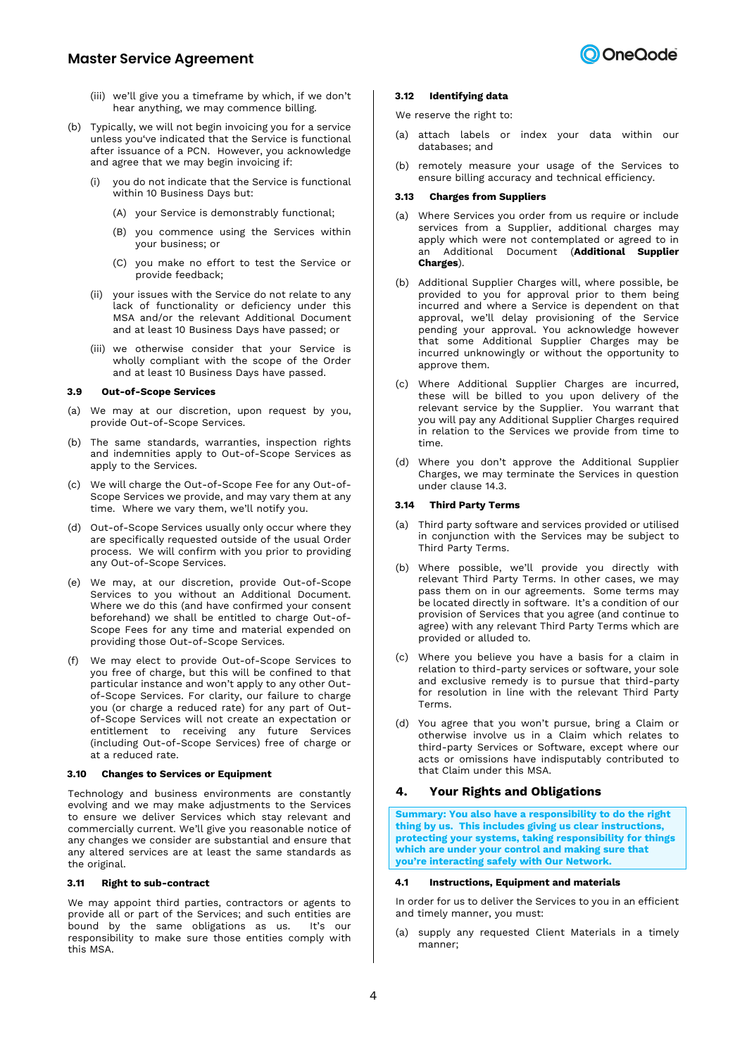(iii) we'll give you a timeframe by which, if we don't hear anything, we may commence billing.

(b) Typically, we will not begin invoicing you for a service unless you've indicated that the Service is functional after issuance of a PCN. However, you acknowledge and agree that we may begin invoicing if:

(i) you do not indicate that the Service is functional within 10 Business Days but:

(A) your Service is demonstrably functional;

(B) you commence using the Services within your business; or

(C) you make no effort to test the Service or provide feedback;

(ii) your issues with the Service do not relate to any lack of functionality or deficiency under this MSA and/or the relevant Additional Document and at least 10 Business Days have passed; or

(iii) we otherwise consider that your Service is wholly compliant with the scope of the Order and at least 10 Business Days have passed.

### 3.9 Out-of-Scope Services

(a) We may at our discretion, upon request by you, provide Out-of-Scope Services.

(b) The same standards, warranties, inspection rights and indemnities apply to Out-of-Scope Services as apply to the Services.

(c) We will charge the Out-of-Scope Fee for any Out-of-Scope Services we provide, and may vary them at any time. Where we vary them, we'll notify you.

(d) Out-of-Scope Services usually only occur where they are specifically requested outside of the usual Order process. We will confirm with you prior to providing any Out-of-Scope Services.

(e) We may, at our discretion, provide Out-of-Scope Services to you without an Additional Document. Where we do this (and have confirmed your consent beforehand) we shall be entitled to charge Out-of-Scope Fees for any time and material expended on providing those Out-of-Scope Services.

(f) We may elect to provide Out-of-Scope Services to you free of charge, but this will be confined to that particular instance and won't apply to any other Out-of-Scope Services. For clarity, our failure to charge you (or charge a reduced rate) for any part of Out-of-Scope Services will not create an expectation or entitlement to receiving any future Services (including Out-of-Scope Services) free of charge or at a reduced rate.

### 3.10 Changes to Services or Equipment

Technology and business environments are constantly evolving and we may make adjustments to the Services to ensure we deliver Services which stay relevant and commercially current. We'll give you reasonable notice of any changes we consider are substantial and ensure that any altered services are at least the same standards as the original.

### 3.11 Right to sub-contract

We may appoint third parties, contractors or agents to provide all or part of the Services; and such entities are bound by the same obligations as us. It's our responsibility to make sure those entities comply with this MSA.

### 3.12 Identifying data

We reserve the right to:

(a) attach labels or index your data within our databases; and

(b) remotely measure your usage of the Services to ensure billing accuracy and technical efficiency.

### 3.13 Charges from Suppliers

(a) Where Services you order from us require or include services from a Supplier, additional charges may apply which were not contemplated or agreed to in an Additional Document (**Additional Supplier Charges**).

(b) Additional Supplier Charges will, where possible, be provided to you for approval prior to them being incurred and where a Service is dependent on that approval, we'll delay provisioning of the Service pending your approval. You acknowledge however that some Additional Supplier Charges may be incurred unknowingly or without the opportunity to approve them.

(c) Where Additional Supplier Charges are incurred, these will be billed to you upon delivery of the relevant service by the Supplier. You warrant that you will pay any Additional Supplier Charges required in relation to the Services we provide from time to time.

(d) Where you don't approve the Additional Supplier Charges, we may terminate the Services in question under clause 14.3.

### 3.14 Third Party Terms

(a) Third party software and services provided or utilised in conjunction with the Services may be subject to Third Party Terms.

(b) Where possible, we'll provide you directly with relevant Third Party Terms. In other cases, we may pass them on in our agreements. Some terms may be located directly in software. It's a condition of our provision of Services that you agree (and continue to agree) with any relevant Third Party Terms which are provided or alluded to.

(c) Where you believe you have a basis for a claim in relation to third-party services or software, your sole and exclusive remedy is to pursue that third-party for resolution in line with the relevant Third Party Terms.

(d) You agree that you won't pursue, bring a Claim or otherwise involve us in a Claim which relates to third-party Services or Software, except where our acts or omissions have indisputably contributed to that Claim under this MSA.

## 4. Your Rights and Obligations

**Summary: You also have a responsibility to do the right thing by us. This includes giving us clear instructions, protecting your systems, taking responsibility for things which are under your control and making sure that you're interacting safely with Our Network.**

### 4.1 Instructions, Equipment and materials

In order for us to deliver the Services to you in an efficient and timely manner, you must:

(a) supply any requested Client Materials in a timely manner;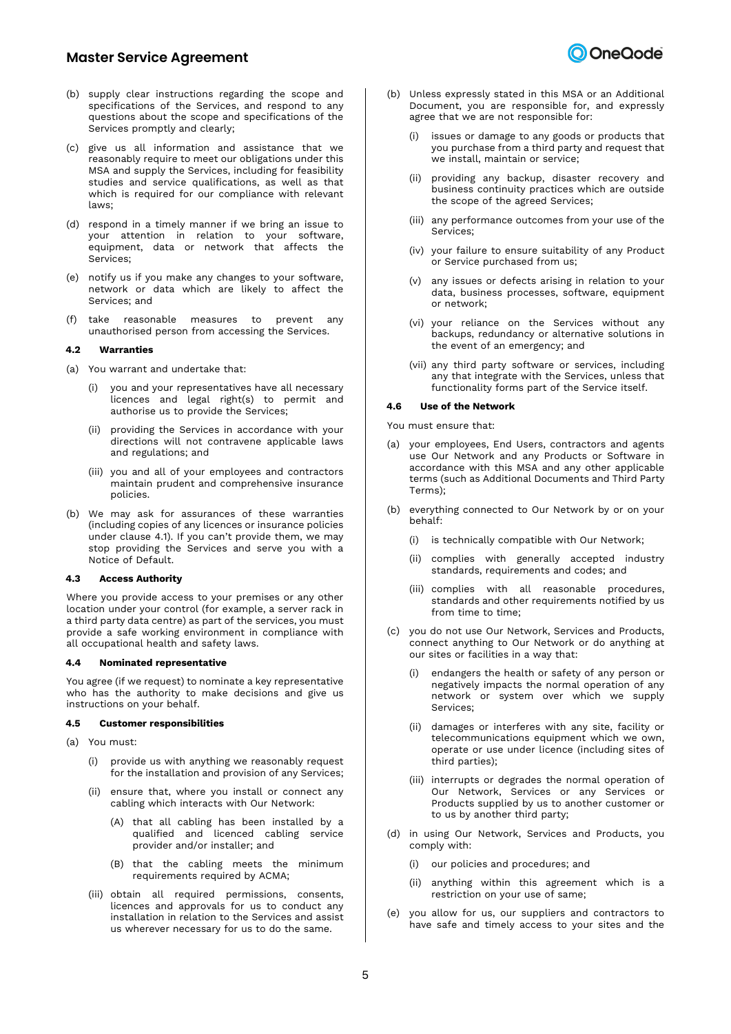(b) supply clear instructions regarding the scope and specifications of the Services, and respond to any questions about the scope and specifications of the Services promptly and clearly;

(c) give us all information and assistance that we reasonably require to meet our obligations under this MSA and supply the Services, including for feasibility studies and service qualifications, as well as that which is required for our compliance with relevant laws;

(d) respond in a timely manner if we bring an issue to your attention in relation to your software, equipment, data or network that affects the Services;

(e) notify us if you make any changes to your software, network or data which are likely to affect the Services; and

(f) take reasonable measures to prevent any unauthorised person from accessing the Services.

#### 4.2 Warranties

(a) You warrant and undertake that:

- (i) you and your representatives have all necessary licences and legal right(s) to permit and authorise us to provide the Services;
- (ii) providing the Services in accordance with your directions will not contravene applicable laws and regulations; and
- (iii) you and all of your employees and contractors maintain prudent and comprehensive insurance policies.

(b) We may ask for assurances of these warranties (including copies of any licences or insurance policies under clause 4.1). If you can't provide them, we may stop providing the Services and serve you with a Notice of Default.

#### 4.3 Access Authority

Where you provide access to your premises or any other location under your control (for example, a server rack in a third party data centre) as part of the services, you must provide a safe working environment in compliance with all occupational health and safety laws.

#### 4.4 Nominated representative

You agree (if we request) to nominate a key representative who has the authority to make decisions and give us instructions on your behalf.

#### 4.5 Customer responsibilities

(a) You must:

- (i) provide us with anything we reasonably request for the installation and provision of any Services;
- (ii) ensure that, where you install or connect any cabling which interacts with Our Network:
  - (A) that all cabling has been installed by a qualified and licenced cabling service provider and/or installer; and
  - (B) that the cabling meets the minimum requirements required by ACMA;
- (iii) obtain all required permissions, consents, licences and approvals for us to conduct any installation in relation to the Services and assist us wherever necessary for us to do the same.

(b) Unless expressly stated in this MSA or an Additional Document, you are responsible for, and expressly agree that we are not responsible for:

- (i) issues or damage to any goods or products that you purchase from a third party and request that we install, maintain or service;
- (ii) providing any backup, disaster recovery and business continuity practices which are outside the scope of the agreed Services;
- (iii) any performance outcomes from your use of the Services;
- (iv) your failure to ensure suitability of any Product or Service purchased from us;
- (v) any issues or defects arising in relation to your data, business processes, software, equipment or network;
- (vi) your reliance on the Services without any backups, redundancy or alternative solutions in the event of an emergency; and
- (vii) any third party software or services, including any that integrate with the Services, unless that functionality forms part of the Service itself.

#### 4.6 Use of the Network

You must ensure that:

(a) your employees, End Users, contractors and agents use Our Network and any Products or Software in accordance with this MSA and any other applicable terms (such as Additional Documents and Third Party Terms);

(b) everything connected to Our Network by or on your behalf:

- (i) is technically compatible with Our Network;
- (ii) complies with generally accepted industry standards, requirements and codes; and
- (iii) complies with all reasonable procedures, standards and other requirements notified by us from time to time;

(c) you do not use Our Network, Services and Products, connect anything to Our Network or do anything at our sites or facilities in a way that:

- (i) endangers the health or safety of any person or negatively impacts the normal operation of any network or system over which we supply Services;
- (ii) damages or interferes with any site, facility or telecommunications equipment which we own, operate or use under licence (including sites of third parties);
- (iii) interrupts or degrades the normal operation of Our Network, Services or any Services or Products supplied by us to another customer or to us by another third party;

(d) in using Our Network, Services and Products, you comply with:

- (i) our policies and procedures; and
- (ii) anything within this agreement which is a restriction on your use of same;

(e) you allow for us, our suppliers and contractors to have safe and timely access to your sites and the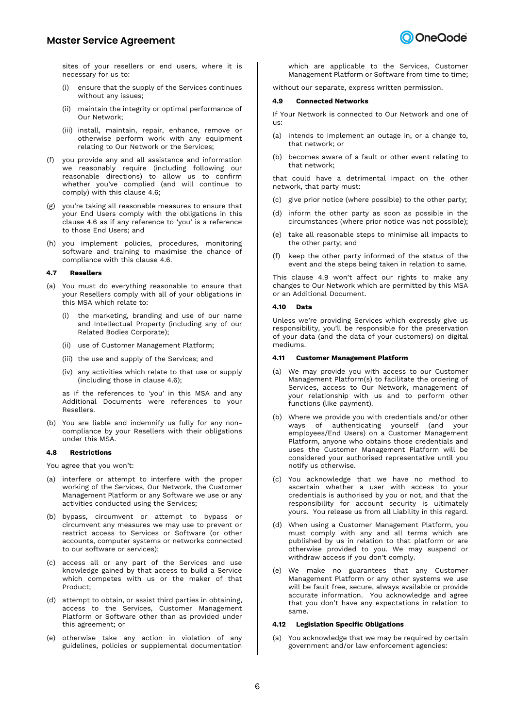sites of your resellers or end users, where it is necessary for us to:

(i) ensure that the supply of the Services continues without any issues;

(ii) maintain the integrity or optimal performance of Our Network;

(iii) install, maintain, repair, enhance, remove or otherwise perform work with any equipment relating to Our Network or the Services;

(f) you provide any and all assistance and information we reasonably require (including following our reasonable directions) to allow us to confirm whether you've complied (and will continue to comply) with this clause 4.6;

(g) you're taking all reasonable measures to ensure that your End Users comply with the obligations in this clause 4.6 as if any reference to 'you' is a reference to those End Users; and

(h) you implement policies, procedures, monitoring software and training to maximise the chance of compliance with this clause 4.6.

### 4.7 Resellers

(a) You must do everything reasonable to ensure that your Resellers comply with all of your obligations in this MSA which relate to:

(i) the marketing, branding and use of our name and Intellectual Property (including any of our Related Bodies Corporate);

(ii) use of Customer Management Platform;

(iii) the use and supply of the Services; and

(iv) any activities which relate to that use or supply (including those in clause 4.6);

as if the references to 'you' in this MSA and any Additional Documents were references to your Resellers.

(b) You are liable and indemnify us fully for any non-compliance by your Resellers with their obligations under this MSA.

### 4.8 Restrictions

You agree that you won't:

(a) interfere or attempt to interfere with the proper working of the Services, Our Network, the Customer Management Platform or any Software we use or any activities conducted using the Services;

(b) bypass, circumvent or attempt to bypass or circumvent any measures we may use to prevent or restrict access to Services or Software (or other accounts, computer systems or networks connected to our software or services);

(c) access all or any part of the Services and use knowledge gained by that access to build a Service which competes with us or the maker of that Product;

(d) attempt to obtain, or assist third parties in obtaining, access to the Services, Customer Management Platform or Software other than as provided under this agreement; or

(e) otherwise take any action in violation of any guidelines, policies or supplemental documentation which are applicable to the Services, Customer Management Platform or Software from time to time;

without our separate, express written permission.

### 4.9 Connected Networks

If Your Network is connected to Our Network and one of us:

(a) intends to implement an outage in, or a change to, that network; or

(b) becomes aware of a fault or other event relating to that network;

that could have a detrimental impact on the other network, that party must:

(c) give prior notice (where possible) to the other party;

(d) inform the other party as soon as possible in the circumstances (where prior notice was not possible);

(e) take all reasonable steps to minimise all impacts to the other party; and

(f) keep the other party informed of the status of the event and the steps being taken in relation to same.

This clause 4.9 won't affect our rights to make any changes to Our Network which are permitted by this MSA or an Additional Document.

### 4.10 Data

Unless we're providing Services which expressly give us responsibility, you'll be responsible for the preservation of your data (and the data of your customers) on digital mediums.

### 4.11 Customer Management Platform

(a) We may provide you with access to our Customer Management Platform(s) to facilitate the ordering of Services, access to Our Network, management of your relationship with us and to perform other functions (like payment).

(b) Where we provide you with credentials and/or other ways of authenticating yourself (and your employees/End Users) on a Customer Management Platform, anyone who obtains those credentials and uses the Customer Management Platform will be considered your authorised representative until you notify us otherwise.

(c) You acknowledge that we have no method to ascertain whether a user with access to your credentials is authorised by you or not, and that the responsibility for account security is ultimately yours. You release us from all Liability in this regard.

(d) When using a Customer Management Platform, you must comply with any and all terms which are published by us in relation to that platform or are otherwise provided to you. We may suspend or withdraw access if you don't comply.

(e) We make no guarantees that any Customer Management Platform or any other systems we use will be fault free, secure, always available or provide accurate information. You acknowledge and agree that you don't have any expectations in relation to same.

### 4.12 Legislation Specific Obligations

(a) You acknowledge that we may be required by certain government and/or law enforcement agencies: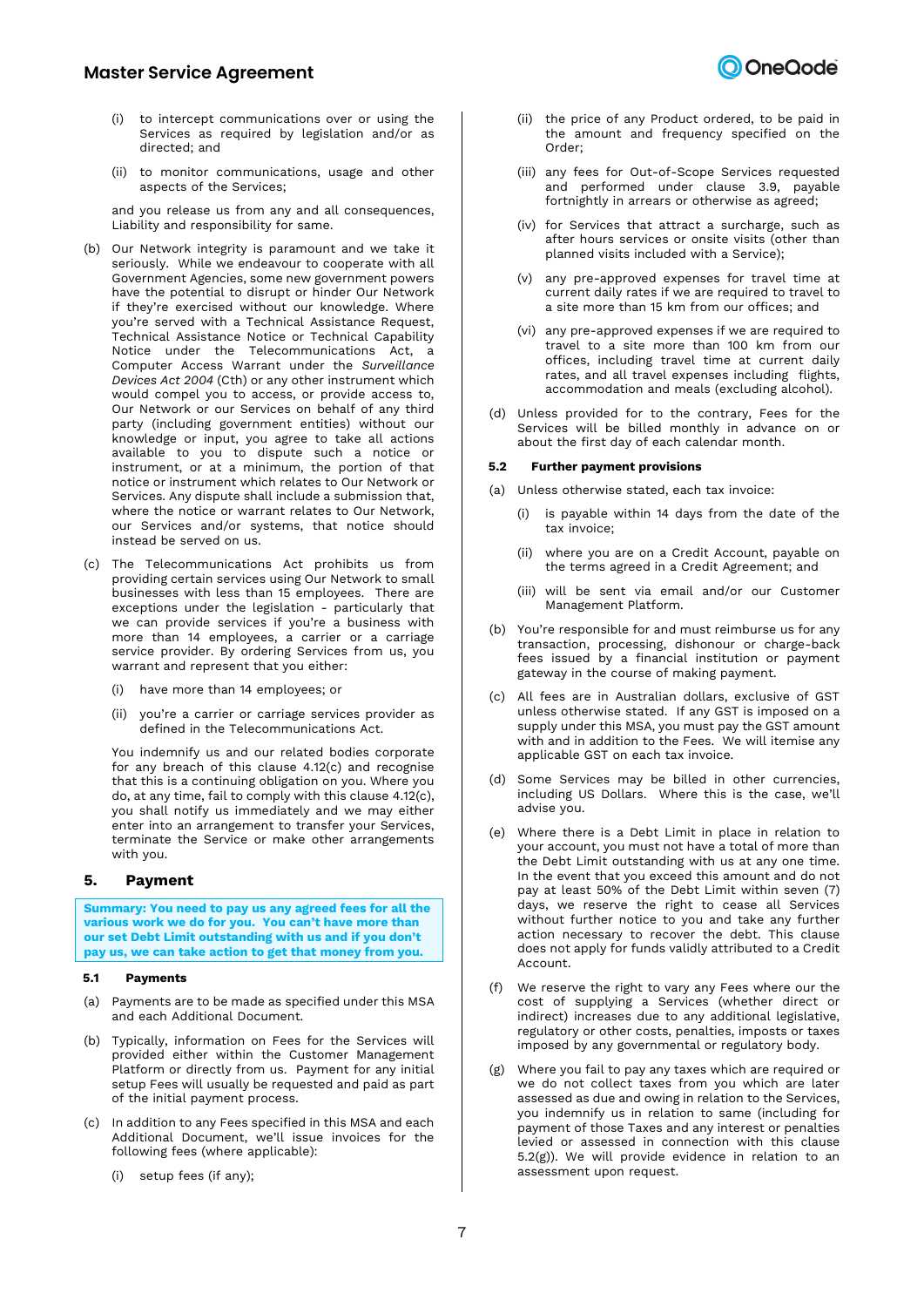(i) to intercept communications over or using the Services as required by legislation and/or as directed; and

(ii) to monitor communications, usage and other aspects of the Services;

and you release us from any and all consequences, Liability and responsibility for same.

(b) Our Network integrity is paramount and we take it seriously. While we endeavour to cooperate with all Government Agencies, some new government powers have the potential to disrupt or hinder Our Network if they're exercised without our knowledge. Where you're served with a Technical Assistance Request, Technical Assistance Notice or Technical Capability Notice under the Telecommunications Act, a Computer Access Warrant under the *Surveillance Devices Act 2004* (Cth) or any other instrument which would compel you to access, or provide access to, Our Network or our Services on behalf of any third party (including government entities) without our knowledge or input, you agree to take all actions available to you to dispute such a notice or instrument, or at a minimum, the portion of that notice or instrument which relates to Our Network or Services. Any dispute shall include a submission that, where the notice or warrant relates to Our Network, our Services and/or systems, that notice should instead be served on us.

(c) The Telecommunications Act prohibits us from providing certain services using Our Network to small businesses with less than 15 employees. There are exceptions under the legislation - particularly that we can provide services if you're a business with more than 14 employees, a carrier or a carriage service provider. By ordering Services from us, you warrant and represent that you either:

(i) have more than 14 employees; or

(ii) you're a carrier or carriage services provider as defined in the Telecommunications Act.

You indemnify us and our related bodies corporate for any breach of this clause 4.12(c) and recognise that this is a continuing obligation on you. Where you do, at any time, fail to comply with this clause 4.12(c), you shall notify us immediately and we may either enter into an arrangement to transfer your Services, terminate the Service or make other arrangements with you.

## 5. Payment

**Summary: You need to pay us any agreed fees for all the various work we do for you. You can't have more than our set Debt Limit outstanding with us and if you don't pay us, we can take action to get that money from you.**

### 5.1 Payments

(a) Payments are to be made as specified under this MSA and each Additional Document.

(b) Typically, information on Fees for the Services will provided either within the Customer Management Platform or directly from us. Payment for any initial setup Fees will usually be requested and paid as part of the initial payment process.

(c) In addition to any Fees specified in this MSA and each Additional Document, we'll issue invoices for the following fees (where applicable):

(i) setup fees (if any);

(ii) the price of any Product ordered, to be paid in the amount and frequency specified on the Order;

(iii) any fees for Out-of-Scope Services requested and performed under clause 3.9, payable fortnightly in arrears or otherwise as agreed;

(iv) for Services that attract a surcharge, such as after hours services or onsite visits (other than planned visits included with a Service);

(v) any pre-approved expenses for travel time at current daily rates if we are required to travel to a site more than 15 km from our offices; and

(vi) any pre-approved expenses if we are required to travel to a site more than 100 km from our offices, including travel time at current daily rates, and all travel expenses including flights, accommodation and meals (excluding alcohol).

(d) Unless provided for to the contrary, Fees for the Services will be billed monthly in advance on or about the first day of each calendar month.

### 5.2 Further payment provisions

(a) Unless otherwise stated, each tax invoice:

(i) is payable within 14 days from the date of the tax invoice;

(ii) where you are on a Credit Account, payable on the terms agreed in a Credit Agreement; and

(iii) will be sent via email and/or our Customer Management Platform.

(b) You're responsible for and must reimburse us for any transaction, processing, dishonour or charge-back fees issued by a financial institution or payment gateway in the course of making payment.

(c) All fees are in Australian dollars, exclusive of GST unless otherwise stated. If any GST is imposed on a supply under this MSA, you must pay the GST amount with and in addition to the Fees. We will itemise any applicable GST on each tax invoice.

(d) Some Services may be billed in other currencies, including US Dollars. Where this is the case, we'll advise you.

(e) Where there is a Debt Limit in place in relation to your account, you must not have a total of more than the Debt Limit outstanding with us at any one time. In the event that you exceed this amount and do not pay at least 50% of the Debt Limit within seven (7) days, we reserve the right to cease all Services without further notice to you and take any further action necessary to recover the debt. This clause does not apply for funds validly attributed to a Credit Account.

(f) We reserve the right to vary any Fees where our the cost of supplying a Services (whether direct or indirect) increases due to any additional legislative, regulatory or other costs, penalties, imposts or taxes imposed by any governmental or regulatory body.

(g) Where you fail to pay any taxes which are required or we do not collect taxes from you which are later assessed as due and owing in relation to the Services, you indemnify us in relation to same (including for payment of those Taxes and any interest or penalties levied or assessed in connection with this clause 5.2(g)). We will provide evidence in relation to an assessment upon request.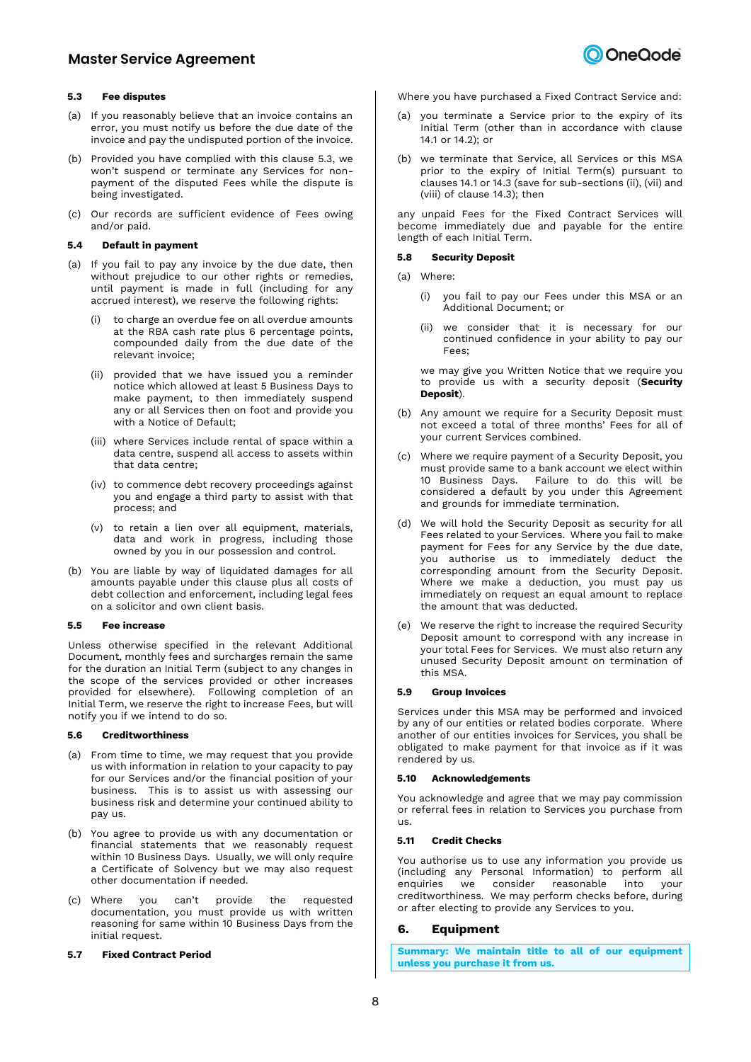### 5.3 Fee disputes

(a) If you reasonably believe that an invoice contains an error, you must notify us before the due date of the invoice and pay the undisputed portion of the invoice.

(b) Provided you have complied with this clause 5.3, we won't suspend or terminate any Services for non-payment of the disputed Fees while the dispute is being investigated.

(c) Our records are sufficient evidence of Fees owing and/or paid.

### 5.4 Default in payment

(a) If you fail to pay any invoice by the due date, then without prejudice to our other rights or remedies, until payment is made in full (including for any accrued interest), we reserve the following rights:

  (i) to charge an overdue fee on all overdue amounts at the RBA cash rate plus 6 percentage points, compounded daily from the due date of the relevant invoice;

  (ii) provided that we have issued you a reminder notice which allowed at least 5 Business Days to make payment, to then immediately suspend any or all Services then on foot and provide you with a Notice of Default;

  (iii) where Services include rental of space within a data centre, suspend all access to assets within that data centre;

  (iv) to commence debt recovery proceedings against you and engage a third party to assist with that process; and

  (v) to retain a lien over all equipment, materials, data and work in progress, including those owned by you in our possession and control.

(b) You are liable by way of liquidated damages for all amounts payable under this clause plus all costs of debt collection and enforcement, including legal fees on a solicitor and own client basis.

### 5.5 Fee increase

Unless otherwise specified in the relevant Additional Document, monthly fees and surcharges remain the same for the duration an Initial Term (subject to any changes in the scope of the services provided or other increases provided for elsewhere). Following completion of an Initial Term, we reserve the right to increase Fees, but will notify you if we intend to do so.

### 5.6 Creditworthiness

(a) From time to time, we may request that you provide us with information in relation to your capacity to pay for our Services and/or the financial position of your business. This is to assist us with assessing our business risk and determine your continued ability to pay us.

(b) You agree to provide us with any documentation or financial statements that we reasonably request within 10 Business Days. Usually, we will only require a Certificate of Solvency but we may also request other documentation if needed.

(c) Where you can't provide the requested documentation, you must provide us with written reasoning for same within 10 Business Days from the initial request.

### 5.7 Fixed Contract Period

Where you have purchased a Fixed Contract Service and:

(a) you terminate a Service prior to the expiry of its Initial Term (other than in accordance with clause 14.1 or 14.2); or

(b) we terminate that Service, all Services or this MSA prior to the expiry of Initial Term(s) pursuant to clauses 14.1 or 14.3 (save for sub-sections (ii), (vii) and (viii) of clause 14.3); then

any unpaid Fees for the Fixed Contract Services will become immediately due and payable for the entire length of each Initial Term.

### 5.8 Security Deposit

(a) Where:

  (i) you fail to pay our Fees under this MSA or an Additional Document; or

  (ii) we consider that it is necessary for our continued confidence in your ability to pay our Fees;

  we may give you Written Notice that we require you to provide us with a security deposit (**Security Deposit**).

(b) Any amount we require for a Security Deposit must not exceed a total of three months' Fees for all of your current Services combined.

(c) Where we require payment of a Security Deposit, you must provide same to a bank account we elect within 10 Business Days. Failure to do this will be considered a default by you under this Agreement and grounds for immediate termination.

(d) We will hold the Security Deposit as security for all Fees related to your Services. Where you fail to make payment for Fees for any Service by the due date, you authorise us to immediately deduct the corresponding amount from the Security Deposit. Where we make a deduction, you must pay us immediately on request an equal amount to replace the amount that was deducted.

(e) We reserve the right to increase the required Security Deposit amount to correspond with any increase in your total Fees for Services. We must also return any unused Security Deposit amount on termination of this MSA.

### 5.9 Group Invoices

Services under this MSA may be performed and invoiced by any of our entities or related bodies corporate. Where another of our entities invoices for Services, you shall be obligated to make payment for that invoice as if it was rendered by us.

### 5.10 Acknowledgements

You acknowledge and agree that we may pay commission or referral fees in relation to Services you purchase from us.

### 5.11 Credit Checks

You authorise us to use any information you provide us (including any Personal Information) to perform all enquiries we consider reasonable into your creditworthiness. We may perform checks before, during or after electing to provide any Services to you.

## 6. Equipment

**Summary: We maintain title to all of our equipment unless you purchase it from us.**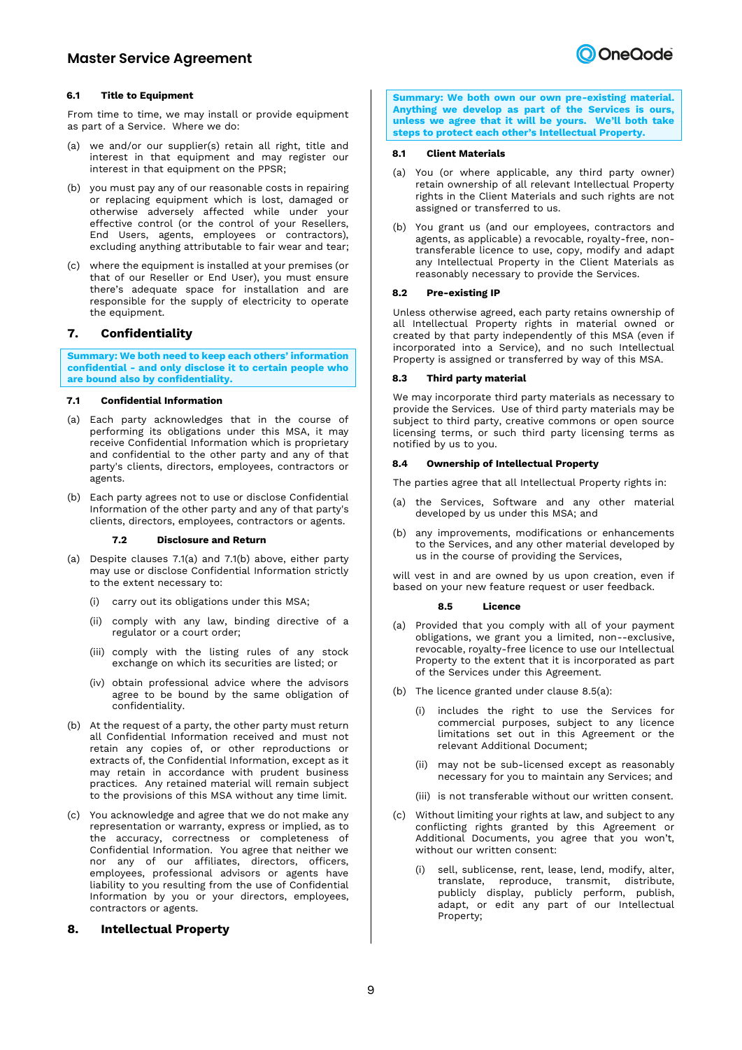### 6.1 Title to Equipment

From time to time, we may install or provide equipment as part of a Service. Where we do:

(a) we and/or our supplier(s) retain all right, title and interest in that equipment and may register our interest in that equipment on the PPSR;

(b) you must pay any of our reasonable costs in repairing or replacing equipment which is lost, damaged or otherwise adversely affected while under your effective control (or the control of your Resellers, End Users, agents, employees or contractors), excluding anything attributable to fair wear and tear;

(c) where the equipment is installed at your premises (or that of our Reseller or End User), you must ensure there's adequate space for installation and are responsible for the supply of electricity to operate the equipment.

## 7. Confidentiality

**Summary: We both need to keep each others' information confidential - and only disclose it to certain people who are bound also by confidentiality.**

### 7.1 Confidential Information

(a) Each party acknowledges that in the course of performing its obligations under this MSA, it may receive Confidential Information which is proprietary and confidential to the other party and any of that party's clients, directors, employees, contractors or agents.

(b) Each party agrees not to use or disclose Confidential Information of the other party and any of that party's clients, directors, employees, contractors or agents.

### 7.2 Disclosure and Return

(a) Despite clauses 7.1(a) and 7.1(b) above, either party may use or disclose Confidential Information strictly to the extent necessary to:

(i) carry out its obligations under this MSA;

(ii) comply with any law, binding directive of a regulator or a court order;

(iii) comply with the listing rules of any stock exchange on which its securities are listed; or

(iv) obtain professional advice where the advisors agree to be bound by the same obligation of confidentiality.

(b) At the request of a party, the other party must return all Confidential Information received and must not retain any copies of, or other reproductions or extracts of, the Confidential Information, except as it may retain in accordance with prudent business practices. Any retained material will remain subject to the provisions of this MSA without any time limit.

(c) You acknowledge and agree that we do not make any representation or warranty, express or implied, as to the accuracy, correctness or completeness of Confidential Information. You agree that neither we nor any of our affiliates, directors, officers, employees, professional advisors or agents have liability to you resulting from the use of Confidential Information by you or your directors, employees, contractors or agents.

## 8. Intellectual Property

**Summary: We both own our own pre-existing material. Anything we develop as part of the Services is ours, unless we agree that it will be yours. We'll both take steps to protect each other's Intellectual Property.**

### 8.1 Client Materials

(a) You (or where applicable, any third party owner) retain ownership of all relevant Intellectual Property rights in the Client Materials and such rights are not assigned or transferred to us.

(b) You grant us (and our employees, contractors and agents, as applicable) a revocable, royalty-free, non-transferable licence to use, copy, modify and adapt any Intellectual Property in the Client Materials as reasonably necessary to provide the Services.

### 8.2 Pre-existing IP

Unless otherwise agreed, each party retains ownership of all Intellectual Property rights in material owned or created by that party independently of this MSA (even if incorporated into a Service), and no such Intellectual Property is assigned or transferred by way of this MSA.

### 8.3 Third party material

We may incorporate third party materials as necessary to provide the Services. Use of third party materials may be subject to third party, creative commons or open source licensing terms, or such third party licensing terms as notified by us to you.

### 8.4 Ownership of Intellectual Property

The parties agree that all Intellectual Property rights in:

(a) the Services, Software and any other material developed by us under this MSA; and

(b) any improvements, modifications or enhancements to the Services, and any other material developed by us in the course of providing the Services,

will vest in and are owned by us upon creation, even if based on your new feature request or user feedback.

### 8.5 Licence

(a) Provided that you comply with all of your payment obligations, we grant you a limited, non--exclusive, revocable, royalty-free licence to use our Intellectual Property to the extent that it is incorporated as part of the Services under this Agreement.

(b) The licence granted under clause 8.5(a):

(i) includes the right to use the Services for commercial purposes, subject to any licence limitations set out in this Agreement or the relevant Additional Document;

(ii) may not be sub-licensed except as reasonably necessary for you to maintain any Services; and

(iii) is not transferable without our written consent.

(c) Without limiting your rights at law, and subject to any conflicting rights granted by this Agreement or Additional Documents, you agree that you won't, without our written consent:

(i) sell, sublicense, rent, lease, lend, modify, alter, translate, reproduce, transmit, distribute, publicly display, publicly perform, publish, adapt, or edit any part of our Intellectual Property;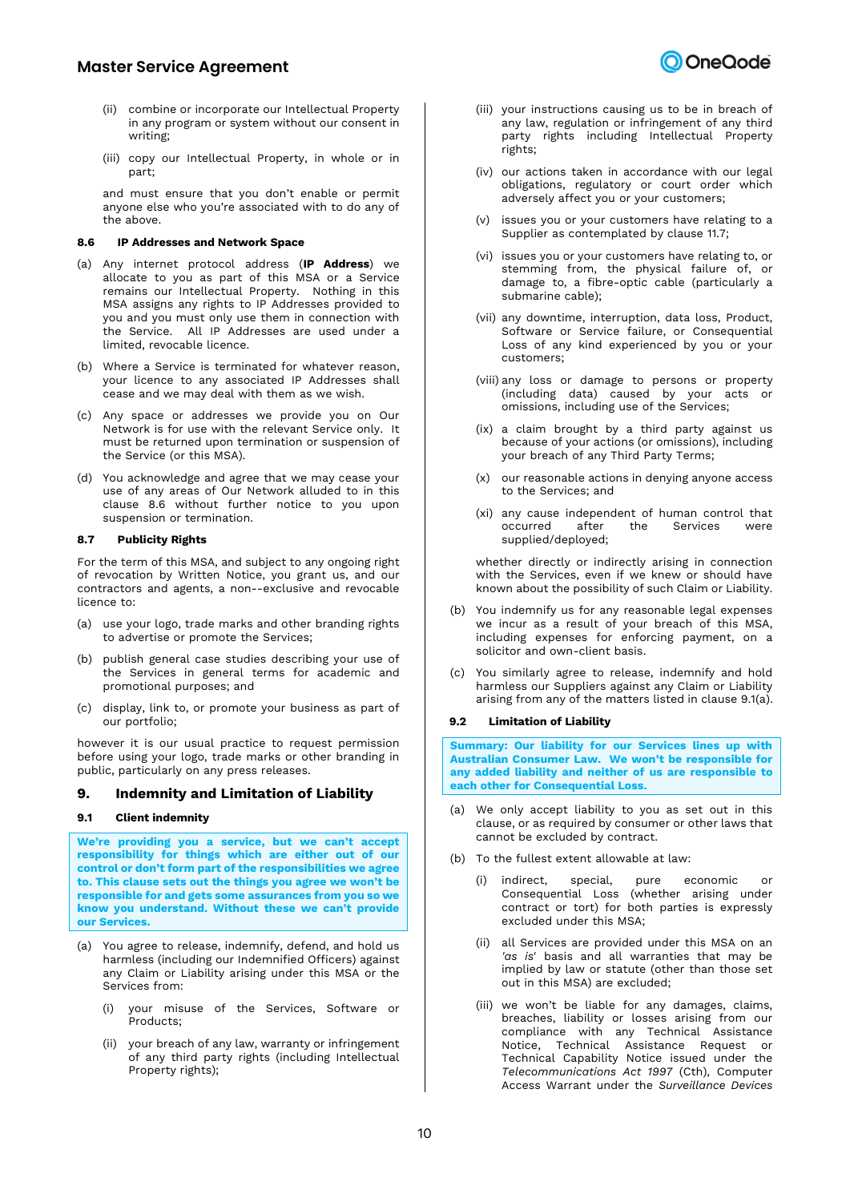(ii) combine or incorporate our Intellectual Property in any program or system without our consent in writing;

(iii) copy our Intellectual Property, in whole or in part;

and must ensure that you don't enable or permit anyone else who you're associated with to do any of the above.

### 8.6 IP Addresses and Network Space

(a) Any internet protocol address (**IP Address**) we allocate to you as part of this MSA or a Service remains our Intellectual Property. Nothing in this MSA assigns any rights to IP Addresses provided to you and you must only use them in connection with the Service. All IP Addresses are used under a limited, revocable licence.

(b) Where a Service is terminated for whatever reason, your licence to any associated IP Addresses shall cease and we may deal with them as we wish.

(c) Any space or addresses we provide you on Our Network is for use with the relevant Service only. It must be returned upon termination or suspension of the Service (or this MSA).

(d) You acknowledge and agree that we may cease your use of any areas of Our Network alluded to in this clause 8.6 without further notice to you upon suspension or termination.

### 8.7 Publicity Rights

For the term of this MSA, and subject to any ongoing right of revocation by Written Notice, you grant us, and our contractors and agents, a non--exclusive and revocable licence to:

(a) use your logo, trade marks and other branding rights to advertise or promote the Services;

(b) publish general case studies describing your use of the Services in general terms for academic and promotional purposes; and

(c) display, link to, or promote your business as part of our portfolio;

however it is our usual practice to request permission before using your logo, trade marks or other branding in public, particularly on any press releases.

## 9. Indemnity and Limitation of Liability

### 9.1 Client indemnity

**We're providing you a service, but we can't accept responsibility for things which are either out of our control or don't form part of the responsibilities we agree to. This clause sets out the things you agree we won't be responsible for and gets some assurances from you so we know you understand. Without these we can't provide our Services.**

(a) You agree to release, indemnify, defend, and hold us harmless (including our Indemnified Officers) against any Claim or Liability arising under this MSA or the Services from:

(i) your misuse of the Services, Software or Products;

(ii) your breach of any law, warranty or infringement of any third party rights (including Intellectual Property rights);

(iii) your instructions causing us to be in breach of any law, regulation or infringement of any third party rights including Intellectual Property rights;

(iv) our actions taken in accordance with our legal obligations, regulatory or court order which adversely affect you or your customers;

(v) issues you or your customers have relating to a Supplier as contemplated by clause 11.7;

(vi) issues you or your customers have relating to, or stemming from, the physical failure of, or damage to, a fibre-optic cable (particularly a submarine cable);

(vii) any downtime, interruption, data loss, Product, Software or Service failure, or Consequential Loss of any kind experienced by you or your customers;

(viii) any loss or damage to persons or property (including data) caused by your acts or omissions, including use of the Services;

(ix) a claim brought by a third party against us because of your actions (or omissions), including your breach of any Third Party Terms;

(x) our reasonable actions in denying anyone access to the Services; and

(xi) any cause independent of human control that occurred after the Services were supplied/deployed;

whether directly or indirectly arising in connection with the Services, even if we knew or should have known about the possibility of such Claim or Liability.

(b) You indemnify us for any reasonable legal expenses we incur as a result of your breach of this MSA, including expenses for enforcing payment, on a solicitor and own-client basis.

(c) You similarly agree to release, indemnify and hold harmless our Suppliers against any Claim or Liability arising from any of the matters listed in clause 9.1(a).

### 9.2 Limitation of Liability

**Summary: Our liability for our Services lines up with Australian Consumer Law. We won't be responsible for any added liability and neither of us are responsible to each other for Consequential Loss.**

(a) We only accept liability to you as set out in this clause, or as required by consumer or other laws that cannot be excluded by contract.

(b) To the fullest extent allowable at law:

(i) indirect, special, pure economic or Consequential Loss (whether arising under contract or tort) for both parties is expressly excluded under this MSA;

(ii) all Services are provided under this MSA on an *'as is'* basis and all warranties that may be implied by law or statute (other than those set out in this MSA) are excluded;

(iii) we won't be liable for any damages, claims, breaches, liability or losses arising from our compliance with any Technical Assistance Notice, Technical Assistance Request or Technical Capability Notice issued under the *Telecommunications Act 1997* (Cth), Computer Access Warrant under the *Surveillance Devices*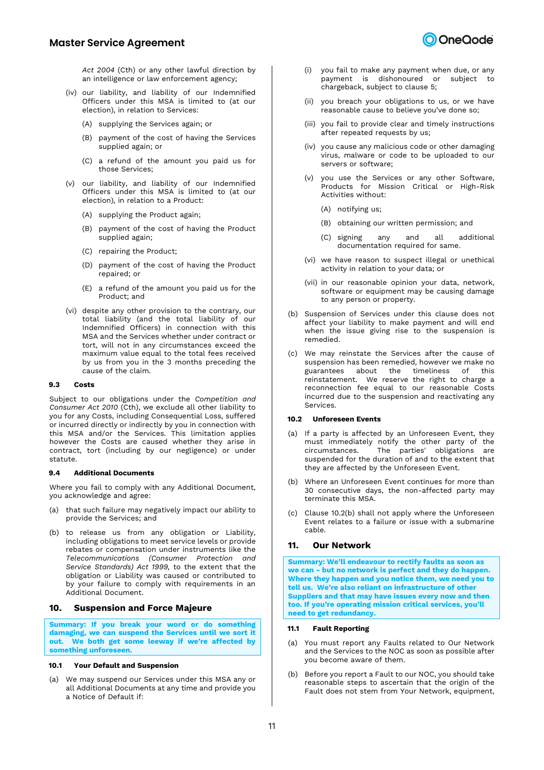*Act 2004* (Cth) or any other lawful direction by an intelligence or law enforcement agency;

(iv) our liability, and liability of our Indemnified Officers under this MSA is limited to (at our election), in relation to Services:

(A) supplying the Services again; or

(B) payment of the cost of having the Services supplied again; or

(C) a refund of the amount you paid us for those Services;

(v) our liability, and liability of our Indemnified Officers under this MSA is limited to (at our election), in relation to a Product:

(A) supplying the Product again;

(B) payment of the cost of having the Product supplied again;

(C) repairing the Product;

(D) payment of the cost of having the Product repaired; or

(E) a refund of the amount you paid us for the Product; and

(vi) despite any other provision to the contrary, our total liability (and the total liability of our Indemnified Officers) in connection with this MSA and the Services whether under contract or tort, will not in any circumstances exceed the maximum value equal to the total fees received by us from you in the 3 months preceding the cause of the claim.

### 9.3 Costs

Subject to our obligations under the *Competition and Consumer Act 2010* (Cth), we exclude all other liability to you for any Costs, including Consequential Loss, suffered or incurred directly or indirectly by you in connection with this MSA and/or the Services. This limitation applies however the Costs are caused whether they arise in contract, tort (including by our negligence) or under statute.

### 9.4 Additional Documents

Where you fail to comply with any Additional Document, you acknowledge and agree:

(a) that such failure may negatively impact our ability to provide the Services; and

(b) to release us from any obligation or Liability, including obligations to meet service levels or provide rebates or compensation under instruments like the *Telecommunications (Consumer Protection and Service Standards) Act 1999,* to the extent that the obligation or Liability was caused or contributed to by your failure to comply with requirements in an Additional Document.

## 10. Suspension and Force Majeure

**Summary: If you break your word or do something damaging, we can suspend the Services until we sort it out. We both get some leeway if we're affected by something unforeseen.**

### 10.1 Your Default and Suspension

(a) We may suspend our Services under this MSA any or all Additional Documents at any time and provide you a Notice of Default if:

(i) you fail to make any payment when due, or any payment is dishonoured or subject to chargeback, subject to clause 5;

(ii) you breach your obligations to us, or we have reasonable cause to believe you've done so;

(iii) you fail to provide clear and timely instructions after repeated requests by us;

(iv) you cause any malicious code or other damaging virus, malware or code to be uploaded to our servers or software;

(v) you use the Services or any other Software, Products for Mission Critical or High-Risk Activities without:

(A) notifying us;

(B) obtaining our written permission; and

(C) signing any and all additional documentation required for same.

(vi) we have reason to suspect illegal or unethical activity in relation to your data; or

(vii) in our reasonable opinion your data, network, software or equipment may be causing damage to any person or property.

(b) Suspension of Services under this clause does not affect your liability to make payment and will end when the issue giving rise to the suspension is remedied.

(c) We may reinstate the Services after the cause of suspension has been remedied, however we make no guarantees about the timeliness of this reinstatement. We reserve the right to charge a reconnection fee equal to our reasonable Costs incurred due to the suspension and reactivating any Services.

### 10.2 Unforeseen Events

(a) If a party is affected by an Unforeseen Event, they must immediately notify the other party of the circumstances. The parties' obligations are suspended for the duration of and to the extent that they are affected by the Unforeseen Event.

(b) Where an Unforeseen Event continues for more than 30 consecutive days, the non-affected party may terminate this MSA.

(c) Clause 10.2(b) shall not apply where the Unforeseen Event relates to a failure or issue with a submarine cable.

## 11. Our Network

**Summary: We'll endeavour to rectify faults as soon as we can - but no network is perfect and they do happen. Where they happen and you notice them, we need you to tell us. We're also reliant on infrastructure of other Suppliers and that may have issues every now and then too. If you're operating mission critical services, you'll need to get redundancy.**

### 11.1 Fault Reporting

(a) You must report any Faults related to Our Network and the Services to the NOC as soon as possible after you become aware of them.

(b) Before you report a Fault to our NOC, you should take reasonable steps to ascertain that the origin of the Fault does not stem from Your Network, equipment,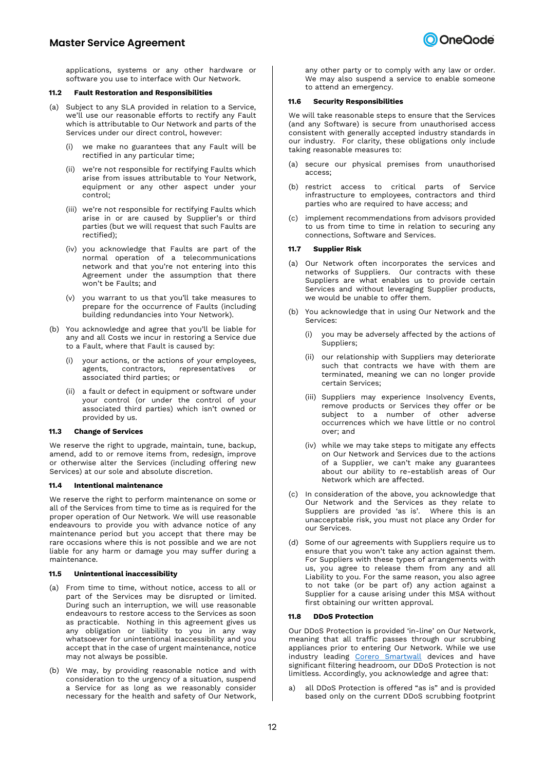applications, systems or any other hardware or software you use to interface with Our Network.

### 11.2 Fault Restoration and Responsibilities

(a) Subject to any SLA provided in relation to a Service, we'll use our reasonable efforts to rectify any Fault which is attributable to Our Network and parts of the Services under our direct control, however:

   (i) we make no guarantees that any Fault will be rectified in any particular time;

   (ii) we're not responsible for rectifying Faults which arise from issues attributable to Your Network, equipment or any other aspect under your control;

   (iii) we're not responsible for rectifying Faults which arise in or are caused by Supplier's or third parties (but we will request that such Faults are rectified);

   (iv) you acknowledge that Faults are part of the normal operation of a telecommunications network and that you're not entering into this Agreement under the assumption that there won't be Faults; and

   (v) you warrant to us that you'll take measures to prepare for the occurrence of Faults (including building redundancies into Your Network).

(b) You acknowledge and agree that you'll be liable for any and all Costs we incur in restoring a Service due to a Fault, where that Fault is caused by:

   (i) your actions, or the actions of your employees, agents, contractors, representatives or associated third parties; or

   (ii) a fault or defect in equipment or software under your control (or under the control of your associated third parties) which isn't owned or provided by us.

### 11.3 Change of Services

We reserve the right to upgrade, maintain, tune, backup, amend, add to or remove items from, redesign, improve or otherwise alter the Services (including offering new Services) at our sole and absolute discretion.

### 11.4 Intentional maintenance

We reserve the right to perform maintenance on some or all of the Services from time to time as is required for the proper operation of Our Network. We will use reasonable endeavours to provide you with advance notice of any maintenance period but you accept that there may be rare occasions where this is not possible and we are not liable for any harm or damage you may suffer during a maintenance.

### 11.5 Unintentional inaccessibility

(a) From time to time, without notice, access to all or part of the Services may be disrupted or limited. During such an interruption, we will use reasonable endeavours to restore access to the Services as soon as practicable. Nothing in this agreement gives us any obligation or liability to you in any way whatsoever for unintentional inaccessibility and you accept that in the case of urgent maintenance, notice may not always be possible.

(b) We may, by providing reasonable notice and with consideration to the urgency of a situation, suspend a Service for as long as we reasonably consider necessary for the health and safety of Our Network, any other party or to comply with any law or order. We may also suspend a service to enable someone to attend an emergency.

### 11.6 Security Responsibilities

We will take reasonable steps to ensure that the Services (and any Software) is secure from unauthorised access consistent with generally accepted industry standards in our industry. For clarity, these obligations only include taking reasonable measures to:

(a) secure our physical premises from unauthorised access;

(b) restrict access to critical parts of Service infrastructure to employees, contractors and third parties who are required to have access; and

(c) implement recommendations from advisors provided to us from time to time in relation to securing any connections, Software and Services.

### 11.7 Supplier Risk

(a) Our Network often incorporates the services and networks of Suppliers. Our contracts with these Suppliers are what enables us to provide certain Services and without leveraging Supplier products, we would be unable to offer them.

(b) You acknowledge that in using Our Network and the Services:

   (i) you may be adversely affected by the actions of Suppliers;

   (ii) our relationship with Suppliers may deteriorate such that contracts we have with them are terminated, meaning we can no longer provide certain Services;

   (iii) Suppliers may experience Insolvency Events, remove products or Services they offer or be subject to a number of other adverse occurrences which we have little or no control over; and

   (iv) while we may take steps to mitigate any effects on Our Network and Services due to the actions of a Supplier, we can't make any guarantees about our ability to re-establish areas of Our Network which are affected.

(c) In consideration of the above, you acknowledge that Our Network and the Services as they relate to Suppliers are provided 'as is'. Where this is an unacceptable risk, you must not place any Order for our Services.

(d) Some of our agreements with Suppliers require us to ensure that you won't take any action against them. For Suppliers with these types of arrangements with us, you agree to release them from any and all Liability to you. For the same reason, you also agree to not take (or be part of) any action against a Supplier for a cause arising under this MSA without first obtaining our written approval.

### 11.8 DDoS Protection

Our DDoS Protection is provided 'in-line' on Our Network, meaning that all traffic passes through our scrubbing appliances prior to entering Our Network. While we use industry leading Corero Smartwall devices and have significant filtering headroom, our DDoS Protection is not limitless. Accordingly, you acknowledge and agree that:

a) all DDoS Protection is offered "as is" and is provided based only on the current DDoS scrubbing footprint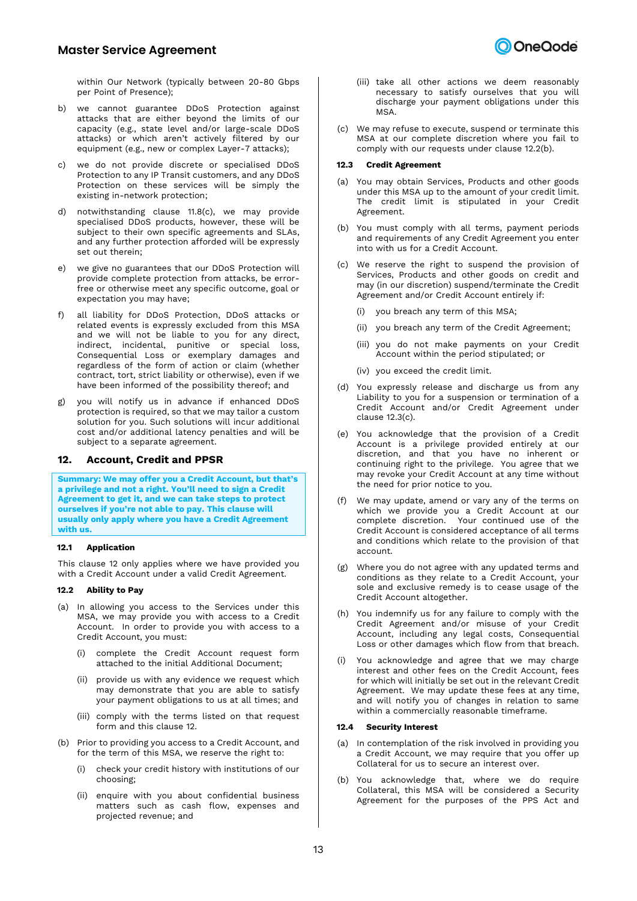within Our Network (typically between 20-80 Gbps per Point of Presence);

b) we cannot guarantee DDoS Protection against attacks that are either beyond the limits of our capacity (e.g., state level and/or large-scale DDoS attacks) or which aren't actively filtered by our equipment (e.g., new or complex Layer-7 attacks);

c) we do not provide discrete or specialised DDoS Protection to any IP Transit customers, and any DDoS Protection on these services will be simply the existing in-network protection;

d) notwithstanding clause 11.8(c), we may provide specialised DDoS products, however, these will be subject to their own specific agreements and SLAs, and any further protection afforded will be expressly set out therein;

e) we give no guarantees that our DDoS Protection will provide complete protection from attacks, be error-free or otherwise meet any specific outcome, goal or expectation you may have;

f) all liability for DDoS Protection, DDoS attacks or related events is expressly excluded from this MSA and we will not be liable to you for any direct, indirect, incidental, punitive or special loss, Consequential Loss or exemplary damages and regardless of the form of action or claim (whether contract, tort, strict liability or otherwise), even if we have been informed of the possibility thereof; and

g) you will notify us in advance if enhanced DDoS protection is required, so that we may tailor a custom solution for you. Such solutions will incur additional cost and/or additional latency penalties and will be subject to a separate agreement.

## 12. Account, Credit and PPSR

**Summary: We may offer you a Credit Account, but that's a privilege and not a right. You'll need to sign a Credit Agreement to get it, and we can take steps to protect ourselves if you're not able to pay. This clause will usually only apply where you have a Credit Agreement with us.**

### 12.1 Application

This clause 12 only applies where we have provided you with a Credit Account under a valid Credit Agreement.

### 12.2 Ability to Pay

(a) In allowing you access to the Services under this MSA, we may provide you with access to a Credit Account. In order to provide you with access to a Credit Account, you must:

  (i) complete the Credit Account request form attached to the initial Additional Document;

  (ii) provide us with any evidence we request which may demonstrate that you are able to satisfy your payment obligations to us at all times; and

  (iii) comply with the terms listed on that request form and this clause 12.

(b) Prior to providing you access to a Credit Account, and for the term of this MSA, we reserve the right to:

  (i) check your credit history with institutions of our choosing;

  (ii) enquire with you about confidential business matters such as cash flow, expenses and projected revenue; and

  (iii) take all other actions we deem reasonably necessary to satisfy ourselves that you will discharge your payment obligations under this MSA.

(c) We may refuse to execute, suspend or terminate this MSA at our complete discretion where you fail to comply with our requests under clause 12.2(b).

### 12.3 Credit Agreement

(a) You may obtain Services, Products and other goods under this MSA up to the amount of your credit limit. The credit limit is stipulated in your Credit Agreement.

(b) You must comply with all terms, payment periods and requirements of any Credit Agreement you enter into with us for a Credit Account.

(c) We reserve the right to suspend the provision of Services, Products and other goods on credit and may (in our discretion) suspend/terminate the Credit Agreement and/or Credit Account entirely if:

  (i) you breach any term of this MSA;

  (ii) you breach any term of the Credit Agreement;

  (iii) you do not make payments on your Credit Account within the period stipulated; or

  (iv) you exceed the credit limit.

(d) You expressly release and discharge us from any Liability to you for a suspension or termination of a Credit Account and/or Credit Agreement under clause 12.3(c).

(e) You acknowledge that the provision of a Credit Account is a privilege provided entirely at our discretion, and that you have no inherent or continuing right to the privilege. You agree that we may revoke your Credit Account at any time without the need for prior notice to you.

(f) We may update, amend or vary any of the terms on which we provide you a Credit Account at our complete discretion. Your continued use of the Credit Account is considered acceptance of all terms and conditions which relate to the provision of that account.

(g) Where you do not agree with any updated terms and conditions as they relate to a Credit Account, your sole and exclusive remedy is to cease usage of the Credit Account altogether.

(h) You indemnify us for any failure to comply with the Credit Agreement and/or misuse of your Credit Account, including any legal costs, Consequential Loss or other damages which flow from that breach.

(i) You acknowledge and agree that we may charge interest and other fees on the Credit Account, fees for which will initially be set out in the relevant Credit Agreement. We may update these fees at any time, and will notify you of changes in relation to same within a commercially reasonable timeframe.

### 12.4 Security Interest

(a) In contemplation of the risk involved in providing you a Credit Account, we may require that you offer up Collateral for us to secure an interest over.

(b) You acknowledge that, where we do require Collateral, this MSA will be considered a Security Agreement for the purposes of the PPS Act and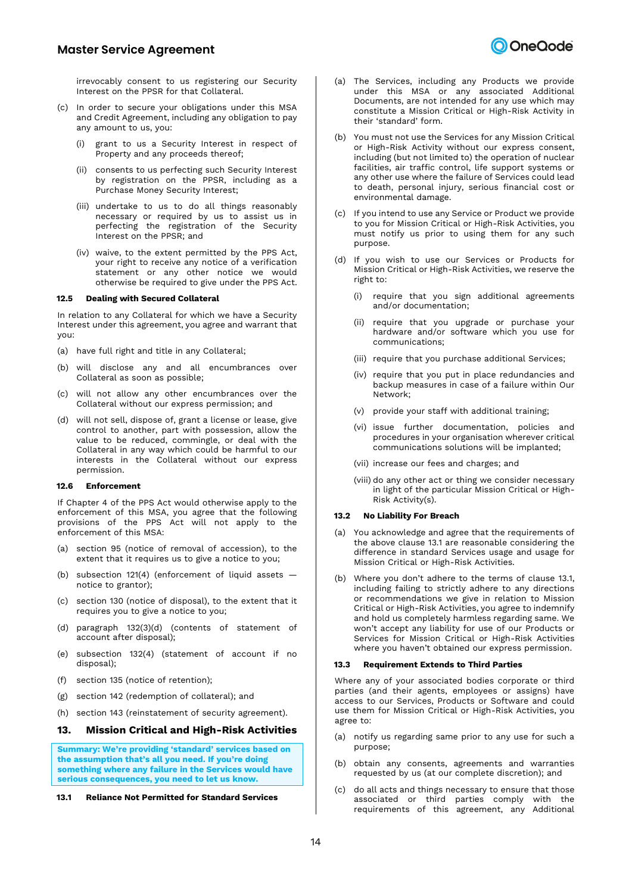irrevocably consent to us registering our Security Interest on the PPSR for that Collateral.

(c) In order to secure your obligations under this MSA and Credit Agreement, including any obligation to pay any amount to us, you:

(i) grant to us a Security Interest in respect of Property and any proceeds thereof;

(ii) consents to us perfecting such Security Interest by registration on the PPSR, including as a Purchase Money Security Interest;

(iii) undertake to us to do all things reasonably necessary or required by us to assist us in perfecting the registration of the Security Interest on the PPSR; and

(iv) waive, to the extent permitted by the PPS Act, your right to receive any notice of a verification statement or any other notice we would otherwise be required to give under the PPS Act.

#### 12.5 Dealing with Secured Collateral

In relation to any Collateral for which we have a Security Interest under this agreement, you agree and warrant that you:

(a) have full right and title in any Collateral;

(b) will disclose any and all encumbrances over Collateral as soon as possible;

(c) will not allow any other encumbrances over the Collateral without our express permission; and

(d) will not sell, dispose of, grant a license or lease, give control to another, part with possession, allow the value to be reduced, commingle, or deal with the Collateral in any way which could be harmful to our interests in the Collateral without our express permission.

#### 12.6 Enforcement

If Chapter 4 of the PPS Act would otherwise apply to the enforcement of this MSA, you agree that the following provisions of the PPS Act will not apply to the enforcement of this MSA:

(a) section 95 (notice of removal of accession), to the extent that it requires us to give a notice to you;

(b) subsection 121(4) (enforcement of liquid assets — notice to grantor);

(c) section 130 (notice of disposal), to the extent that it requires you to give a notice to you;

(d) paragraph 132(3)(d) (contents of statement of account after disposal);

(e) subsection 132(4) (statement of account if no disposal);

(f) section 135 (notice of retention);

(g) section 142 (redemption of collateral); and

(h) section 143 (reinstatement of security agreement).

## 13. Mission Critical and High-Risk Activities

**Summary: We're providing 'standard' services based on the assumption that's all you need. If you're doing something where any failure in the Services would have serious consequences, you need to let us know.**

#### 13.1 Reliance Not Permitted for Standard Services

(a) The Services, including any Products we provide under this MSA or any associated Additional Documents, are not intended for any use which may constitute a Mission Critical or High-Risk Activity in their 'standard' form.

(b) You must not use the Services for any Mission Critical or High-Risk Activity without our express consent, including (but not limited to) the operation of nuclear facilities, air traffic control, life support systems or any other use where the failure of Services could lead to death, personal injury, serious financial cost or environmental damage.

(c) If you intend to use any Service or Product we provide to you for Mission Critical or High-Risk Activities, you must notify us prior to using them for any such purpose.

(d) If you wish to use our Services or Products for Mission Critical or High-Risk Activities, we reserve the right to:

(i) require that you sign additional agreements and/or documentation;

(ii) require that you upgrade or purchase your hardware and/or software which you use for communications;

(iii) require that you purchase additional Services;

(iv) require that you put in place redundancies and backup measures in case of a failure within Our Network;

(v) provide your staff with additional training;

(vi) issue further documentation, policies and procedures in your organisation wherever critical communications solutions will be implanted;

(vii) increase our fees and charges; and

(viii) do any other act or thing we consider necessary in light of the particular Mission Critical or High-Risk Activity(s).

#### 13.2 No Liability For Breach

(a) You acknowledge and agree that the requirements of the above clause 13.1 are reasonable considering the difference in standard Services usage and usage for Mission Critical or High-Risk Activities.

(b) Where you don't adhere to the terms of clause 13.1, including failing to strictly adhere to any directions or recommendations we give in relation to Mission Critical or High-Risk Activities, you agree to indemnify and hold us completely harmless regarding same. We won't accept any liability for use of our Products or Services for Mission Critical or High-Risk Activities where you haven't obtained our express permission.

#### 13.3 Requirement Extends to Third Parties

Where any of your associated bodies corporate or third parties (and their agents, employees or assigns) have access to our Services, Products or Software and could use them for Mission Critical or High-Risk Activities, you agree to:

(a) notify us regarding same prior to any use for such a purpose;

(b) obtain any consents, agreements and warranties requested by us (at our complete discretion); and

(c) do all acts and things necessary to ensure that those associated or third parties comply with the requirements of this agreement, any Additional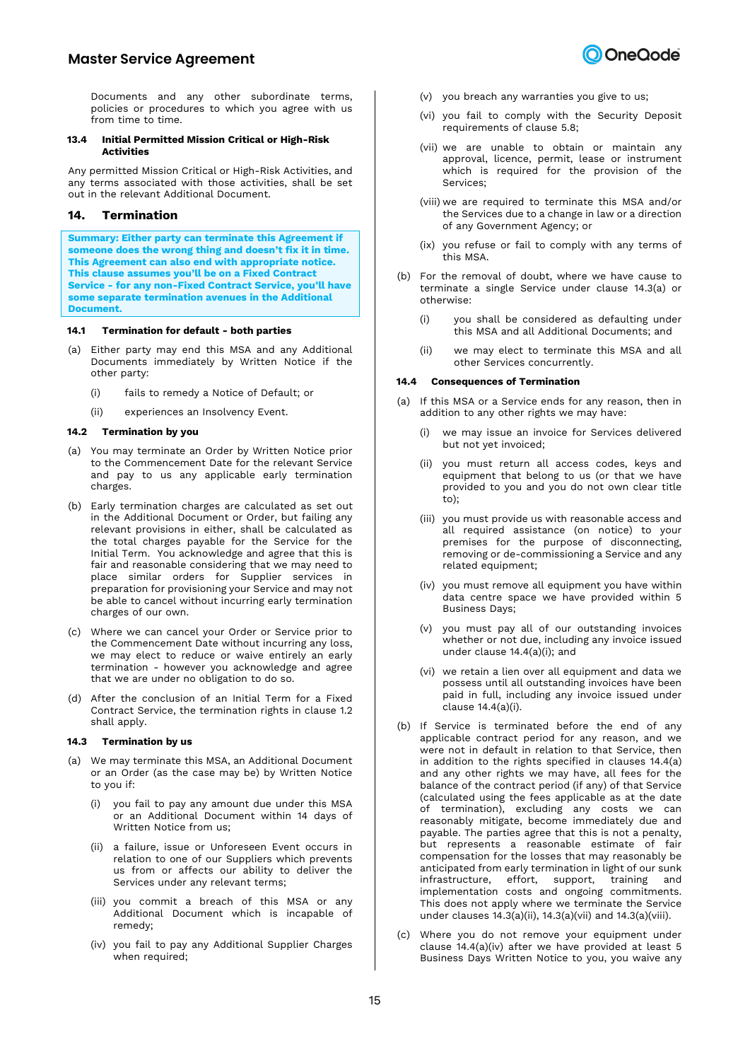Documents and any other subordinate terms, policies or procedures to which you agree with us from time to time.

### 13.4 Initial Permitted Mission Critical or High-Risk Activities

Any permitted Mission Critical or High-Risk Activities, and any terms associated with those activities, shall be set out in the relevant Additional Document.

## 14. Termination

**Summary: Either party can terminate this Agreement if someone does the wrong thing and doesn't fix it in time. This Agreement can also end with appropriate notice. This clause assumes you'll be on a Fixed Contract Service - for any non-Fixed Contract Service, you'll have some separate termination avenues in the Additional Document.**

### 14.1 Termination for default - both parties

(a) Either party may end this MSA and any Additional Documents immediately by Written Notice if the other party:

(i) fails to remedy a Notice of Default; or

(ii) experiences an Insolvency Event.

### 14.2 Termination by you

(a) You may terminate an Order by Written Notice prior to the Commencement Date for the relevant Service and pay to us any applicable early termination charges.

(b) Early termination charges are calculated as set out in the Additional Document or Order, but failing any relevant provisions in either, shall be calculated as the total charges payable for the Service for the Initial Term. You acknowledge and agree that this is fair and reasonable considering that we may need to place similar orders for Supplier services in preparation for provisioning your Service and may not be able to cancel without incurring early termination charges of our own.

(c) Where we can cancel your Order or Service prior to the Commencement Date without incurring any loss, we may elect to reduce or waive entirely an early termination - however you acknowledge and agree that we are under no obligation to do so.

(d) After the conclusion of an Initial Term for a Fixed Contract Service, the termination rights in clause 1.2 shall apply.

### 14.3 Termination by us

(a) We may terminate this MSA, an Additional Document or an Order (as the case may be) by Written Notice to you if:

(i) you fail to pay any amount due under this MSA or an Additional Document within 14 days of Written Notice from us;

(ii) a failure, issue or Unforeseen Event occurs in relation to one of our Suppliers which prevents us from or affects our ability to deliver the Services under any relevant terms;

(iii) you commit a breach of this MSA or any Additional Document which is incapable of remedy;

(iv) you fail to pay any Additional Supplier Charges when required;

(v) you breach any warranties you give to us;

(vi) you fail to comply with the Security Deposit requirements of clause 5.8;

(vii) we are unable to obtain or maintain any approval, licence, permit, lease or instrument which is required for the provision of the Services;

(viii) we are required to terminate this MSA and/or the Services due to a change in law or a direction of any Government Agency; or

(ix) you refuse or fail to comply with any terms of this MSA.

(b) For the removal of doubt, where we have cause to terminate a single Service under clause 14.3(a) or otherwise:

(i) you shall be considered as defaulting under this MSA and all Additional Documents; and

(ii) we may elect to terminate this MSA and all other Services concurrently.

### 14.4 Consequences of Termination

(a) If this MSA or a Service ends for any reason, then in addition to any other rights we may have:

(i) we may issue an invoice for Services delivered but not yet invoiced;

(ii) you must return all access codes, keys and equipment that belong to us (or that we have provided to you and you do not own clear title to);

(iii) you must provide us with reasonable access and all required assistance (on notice) to your premises for the purpose of disconnecting, removing or de-commissioning a Service and any related equipment;

(iv) you must remove all equipment you have within data centre space we have provided within 5 Business Days;

(v) you must pay all of our outstanding invoices whether or not due, including any invoice issued under clause 14.4(a)(i); and

(vi) we retain a lien over all equipment and data we possess until all outstanding invoices have been paid in full, including any invoice issued under clause 14.4(a)(i).

(b) If Service is terminated before the end of any applicable contract period for any reason, and we were not in default in relation to that Service, then in addition to the rights specified in clauses 14.4(a) and any other rights we may have, all fees for the balance of the contract period (if any) of that Service (calculated using the fees applicable as at the date of termination), excluding any costs we can reasonably mitigate, become immediately due and payable. The parties agree that this is not a penalty, but represents a reasonable estimate of fair compensation for the losses that may reasonably be anticipated from early termination in light of our sunk infrastructure, effort, support, training and implementation costs and ongoing commitments. This does not apply where we terminate the Service under clauses 14.3(a)(ii), 14.3(a)(vii) and 14.3(a)(viii).

(c) Where you do not remove your equipment under clause 14.4(a)(iv) after we have provided at least 5 Business Days Written Notice to you, you waive any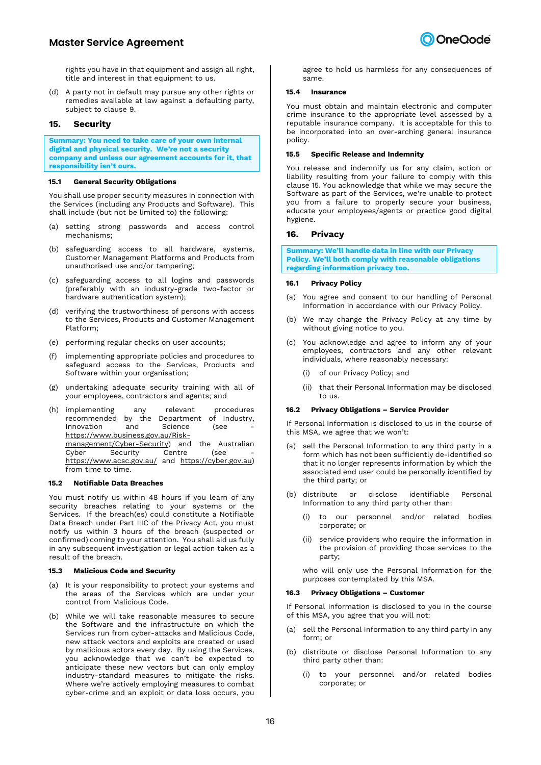rights you have in that equipment and assign all right, title and interest in that equipment to us.

(d) A party not in default may pursue any other rights or remedies available at law against a defaulting party, subject to clause 9.

## 15. Security

**Summary: You need to take care of your own internal digital and physical security. We're not a security company and unless our agreement accounts for it, that responsibility isn't ours.**

### 15.1 General Security Obligations

You shall use proper security measures in connection with the Services (including any Products and Software). This shall include (but not be limited to) the following:

(a) setting strong passwords and access control mechanisms;

(b) safeguarding access to all hardware, systems, Customer Management Platforms and Products from unauthorised use and/or tampering;

(c) safeguarding access to all logins and passwords (preferably with an industry-grade two-factor or hardware authentication system);

(d) verifying the trustworthiness of persons with access to the Services, Products and Customer Management Platform;

(e) performing regular checks on user accounts;

(f) implementing appropriate policies and procedures to safeguard access to the Services, Products and Software within your organisation;

(g) undertaking adequate security training with all of your employees, contractors and agents; and

(h) implementing any relevant procedures recommended by the Department of Industry, Innovation and Science (see - https://www.business.gov.au/Risk-management/Cyber-Security) and the Australian Cyber Security Centre (see - https://www.acsc.gov.au/ and https://cyber.gov.au) from time to time.

### 15.2 Notifiable Data Breaches

You must notify us within 48 hours if you learn of any security breaches relating to your systems or the Services. If the breach(es) could constitute a Notifiable Data Breach under Part IIIC of the Privacy Act, you must notify us within 3 hours of the breach (suspected or confirmed) coming to your attention. You shall aid us fully in any subsequent investigation or legal action taken as a result of the breach.

### 15.3 Malicious Code and Security

(a) It is your responsibility to protect your systems and the areas of the Services which are under your control from Malicious Code.

(b) While we will take reasonable measures to secure the Software and the infrastructure on which the Services run from cyber-attacks and Malicious Code, new attack vectors and exploits are created or used by malicious actors every day. By using the Services, you acknowledge that we can't be expected to anticipate these new vectors but can only employ industry-standard measures to mitigate the risks. Where we're actively employing measures to combat cyber-crime and an exploit or data loss occurs, you agree to hold us harmless for any consequences of same.

### 15.4 Insurance

You must obtain and maintain electronic and computer crime insurance to the appropriate level assessed by a reputable insurance company. It is acceptable for this to be incorporated into an over-arching general insurance policy.

### 15.5 Specific Release and Indemnity

You release and indemnify us for any claim, action or liability resulting from your failure to comply with this clause 15. You acknowledge that while we may secure the Software as part of the Services, we're unable to protect you from a failure to properly secure your business, educate your employees/agents or practice good digital hygiene.

## 16. Privacy

**Summary: We'll handle data in line with our Privacy Policy. We'll both comply with reasonable obligations regarding information privacy too.**

### 16.1 Privacy Policy

(a) You agree and consent to our handling of Personal Information in accordance with our Privacy Policy.

(b) We may change the Privacy Policy at any time by without giving notice to you.

(c) You acknowledge and agree to inform any of your employees, contractors and any other relevant individuals, where reasonably necessary:

 (i) of our Privacy Policy; and

 (ii) that their Personal Information may be disclosed to us.

### 16.2 Privacy Obligations – Service Provider

If Personal Information is disclosed to us in the course of this MSA, we agree that we won't:

(a) sell the Personal Information to any third party in a form which has not been sufficiently de-identified so that it no longer represents information by which the associated end user could be personally identified by the third party; or

(b) distribute or disclose identifiable Personal Information to any third party other than:

 (i) to our personnel and/or related bodies corporate; or

 (ii) service providers who require the information in the provision of providing those services to the party;

who will only use the Personal Information for the purposes contemplated by this MSA.

### 16.3 Privacy Obligations – Customer

If Personal Information is disclosed to you in the course of this MSA, you agree that you will not:

(a) sell the Personal Information to any third party in any form; or

(b) distribute or disclose Personal Information to any third party other than:

 (i) to your personnel and/or related bodies corporate; or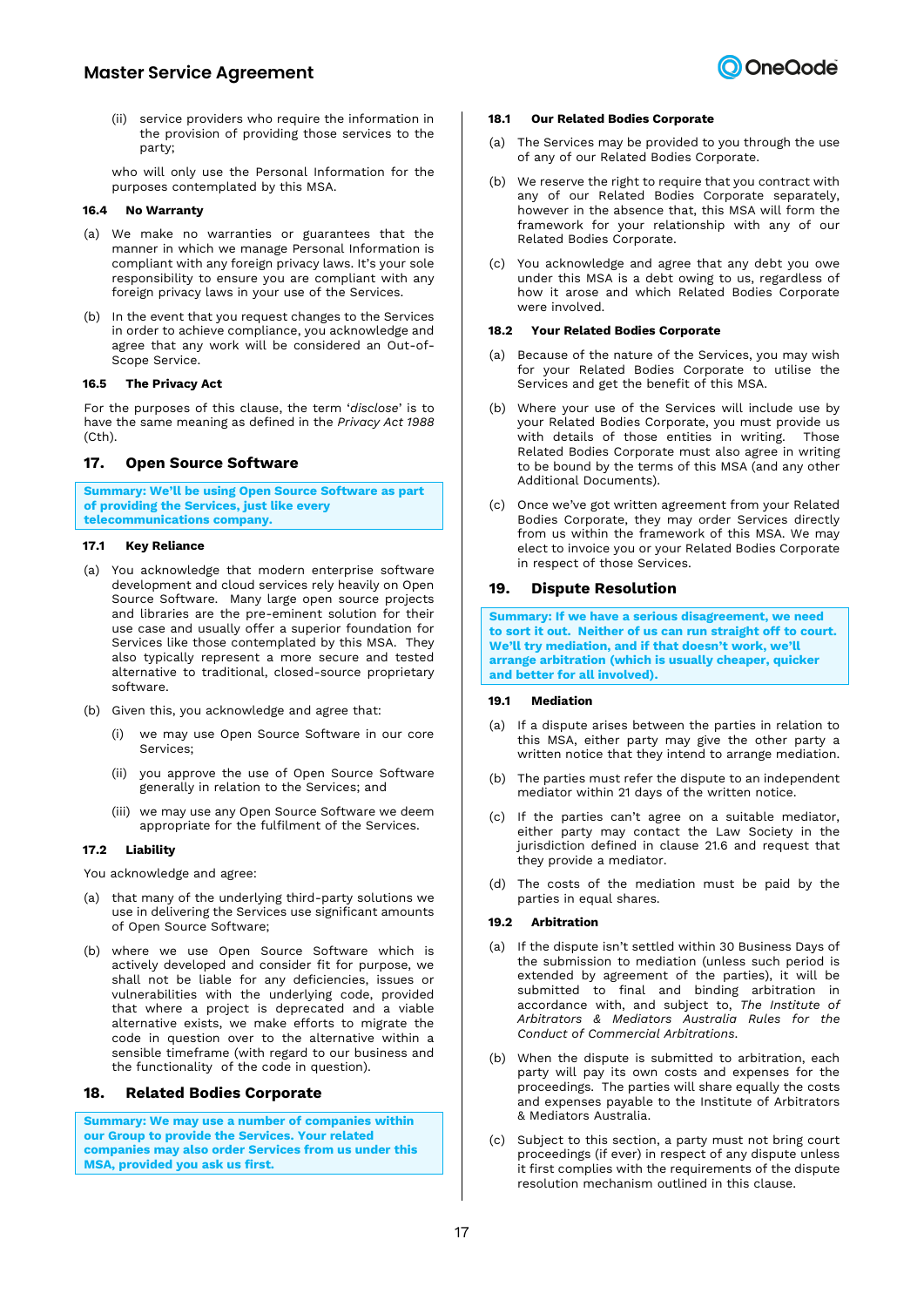(ii) service providers who require the information in the provision of providing those services to the party;

who will only use the Personal Information for the purposes contemplated by this MSA.

#### 16.4 No Warranty

(a) We make no warranties or guarantees that the manner in which we manage Personal Information is compliant with any foreign privacy laws. It's your sole responsibility to ensure you are compliant with any foreign privacy laws in your use of the Services.

(b) In the event that you request changes to the Services in order to achieve compliance, you acknowledge and agree that any work will be considered an Out-of-Scope Service.

#### 16.5 The Privacy Act

For the purposes of this clause, the term '*disclose*' is to have the same meaning as defined in the *Privacy Act 1988* (Cth).

## 17. Open Source Software

**Summary: We'll be using Open Source Software as part of providing the Services, just like every telecommunications company.**

#### 17.1 Key Reliance

(a) You acknowledge that modern enterprise software development and cloud services rely heavily on Open Source Software. Many large open source projects and libraries are the pre-eminent solution for their use case and usually offer a superior foundation for Services like those contemplated by this MSA. They also typically represent a more secure and tested alternative to traditional, closed-source proprietary software.

(b) Given this, you acknowledge and agree that:

(i) we may use Open Source Software in our core Services;

(ii) you approve the use of Open Source Software generally in relation to the Services; and

(iii) we may use any Open Source Software we deem appropriate for the fulfilment of the Services.

#### 17.2 Liability

You acknowledge and agree:

(a) that many of the underlying third-party solutions we use in delivering the Services use significant amounts of Open Source Software;

(b) where we use Open Source Software which is actively developed and consider fit for purpose, we shall not be liable for any deficiencies, issues or vulnerabilities with the underlying code, provided that where a project is deprecated and a viable alternative exists, we make efforts to migrate the code in question over to the alternative within a sensible timeframe (with regard to our business and the functionality of the code in question).

## 18. Related Bodies Corporate

**Summary: We may use a number of companies within our Group to provide the Services. Your related companies may also order Services from us under this MSA, provided you ask us first.**

#### 18.1 Our Related Bodies Corporate

(a) The Services may be provided to you through the use of any of our Related Bodies Corporate.

(b) We reserve the right to require that you contract with any of our Related Bodies Corporate separately, however in the absence that, this MSA will form the framework for your relationship with any of our Related Bodies Corporate.

(c) You acknowledge and agree that any debt you owe under this MSA is a debt owing to us, regardless of how it arose and which Related Bodies Corporate were involved.

#### 18.2 Your Related Bodies Corporate

(a) Because of the nature of the Services, you may wish for your Related Bodies Corporate to utilise the Services and get the benefit of this MSA.

(b) Where your use of the Services will include use by your Related Bodies Corporate, you must provide us with details of those entities in writing. Those Related Bodies Corporate must also agree in writing to be bound by the terms of this MSA (and any other Additional Documents).

(c) Once we've got written agreement from your Related Bodies Corporate, they may order Services directly from us within the framework of this MSA. We may elect to invoice you or your Related Bodies Corporate in respect of those Services.

## 19. Dispute Resolution

**Summary: If we have a serious disagreement, we need to sort it out. Neither of us can run straight off to court. We'll try mediation, and if that doesn't work, we'll arrange arbitration (which is usually cheaper, quicker and better for all involved).**

#### 19.1 Mediation

(a) If a dispute arises between the parties in relation to this MSA, either party may give the other party a written notice that they intend to arrange mediation.

(b) The parties must refer the dispute to an independent mediator within 21 days of the written notice.

(c) If the parties can't agree on a suitable mediator, either party may contact the Law Society in the jurisdiction defined in clause 21.6 and request that they provide a mediator.

(d) The costs of the mediation must be paid by the parties in equal shares.

#### 19.2 Arbitration

(a) If the dispute isn't settled within 30 Business Days of the submission to mediation (unless such period is extended by agreement of the parties), it will be submitted to final and binding arbitration in accordance with, and subject to, *The Institute of Arbitrators & Mediators Australia Rules for the Conduct of Commercial Arbitrations*.

(b) When the dispute is submitted to arbitration, each party will pay its own costs and expenses for the proceedings. The parties will share equally the costs and expenses payable to the Institute of Arbitrators & Mediators Australia.

(c) Subject to this section, a party must not bring court proceedings (if ever) in respect of any dispute unless it first complies with the requirements of the dispute resolution mechanism outlined in this clause.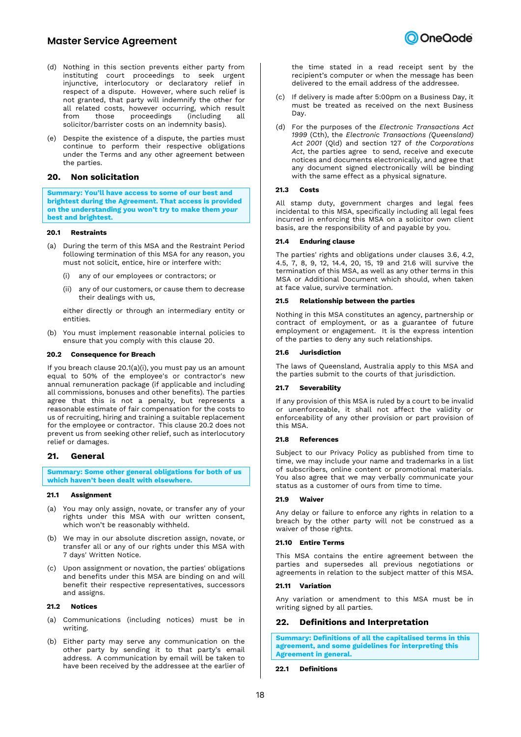(d) Nothing in this section prevents either party from instituting court proceedings to seek urgent injunctive, interlocutory or declaratory relief in respect of a dispute. However, where such relief is not granted, that party will indemnify the other for all related costs, however occurring, which result from those proceedings (including all solicitor/barrister costs on an indemnity basis).

(e) Despite the existence of a dispute, the parties must continue to perform their respective obligations under the Terms and any other agreement between the parties.

## 20. Non solicitation

**Summary: You'll have access to some of our best and brightest during the Agreement. That access is provided on the understanding you won't try to make them *your* best and brightest.**

### 20.1 Restraints

(a) During the term of this MSA and the Restraint Period following termination of this MSA for any reason, you must not solicit, entice, hire or interfere with:

(i) any of our employees or contractors; or

(ii) any of our customers, or cause them to decrease their dealings with us,

either directly or through an intermediary entity or entities.

(b) You must implement reasonable internal policies to ensure that you comply with this clause 20.

### 20.2 Consequence for Breach

If you breach clause 20.1(a)(i), you must pay us an amount equal to 50% of the employee's or contractor's new annual remuneration package (if applicable and including all commissions, bonuses and other benefits). The parties agree that this is not a penalty, but represents a reasonable estimate of fair compensation for the costs to us of recruiting, hiring and training a suitable replacement for the employee or contractor. This clause 20.2 does not prevent us from seeking other relief, such as interlocutory relief or damages.

## 21. General

**Summary: Some other general obligations for both of us which haven't been dealt with elsewhere.**

### 21.1 Assignment

(a) You may only assign, novate, or transfer any of your rights under this MSA with our written consent, which won't be reasonably withheld.

(b) We may in our absolute discretion assign, novate, or transfer all or any of our rights under this MSA with 7 days' Written Notice.

(c) Upon assignment or novation, the parties' obligations and benefits under this MSA are binding on and will benefit their respective representatives, successors and assigns.

### 21.2 Notices

(a) Communications (including notices) must be in writing.

(b) Either party may serve any communication on the other party by sending it to that party's email address. A communication by email will be taken to have been received by the addressee at the earlier of the time stated in a read receipt sent by the recipient's computer or when the message has been delivered to the email address of the addressee.

(c) If delivery is made after 5:00pm on a Business Day, it must be treated as received on the next Business Day.

(d) For the purposes of the *Electronic Transactions Act 1999* (Cth), the *Electronic Transactions (Queensland) Act 2001* (Qld) and section 127 of *the Corporations Act*, the parties agree to send, receive and execute notices and documents electronically, and agree that any document signed electronically will be binding with the same effect as a physical signature.

### 21.3 Costs

All stamp duty, government charges and legal fees incidental to this MSA, specifically including all legal fees incurred in enforcing this MSA on a solicitor own client basis, are the responsibility of and payable by you.

### 21.4 Enduring clause

The parties' rights and obligations under clauses 3.6, 4.2, 4.5, 7, 8, 9, 12, 14.4, 20, 15, 19 and 21.6 will survive the termination of this MSA, as well as any other terms in this MSA or Additional Document which should, when taken at face value, survive termination.

### 21.5 Relationship between the parties

Nothing in this MSA constitutes an agency, partnership or contract of employment, or as a guarantee of future employment or engagement. It is the express intention of the parties to deny any such relationships.

### 21.6 Jurisdiction

The laws of Queensland, Australia apply to this MSA and the parties submit to the courts of that jurisdiction.

### 21.7 Severability

If any provision of this MSA is ruled by a court to be invalid or unenforceable, it shall not affect the validity or enforceability of any other provision or part provision of this MSA.

### 21.8 References

Subject to our Privacy Policy as published from time to time, we may include your name and trademarks in a list of subscribers, online content or promotional materials. You also agree that we may verbally communicate your status as a customer of ours from time to time.

### 21.9 Waiver

Any delay or failure to enforce any rights in relation to a breach by the other party will not be construed as a waiver of those rights.

### 21.10 Entire Terms

This MSA contains the entire agreement between the parties and supersedes all previous negotiations or agreements in relation to the subject matter of this MSA.

### 21.11 Variation

Any variation or amendment to this MSA must be in writing signed by all parties.

## 22. Definitions and Interpretation

**Summary: Definitions of all the capitalised terms in this agreement, and some guidelines for interpreting this Agreement in general.**

### 22.1 Definitions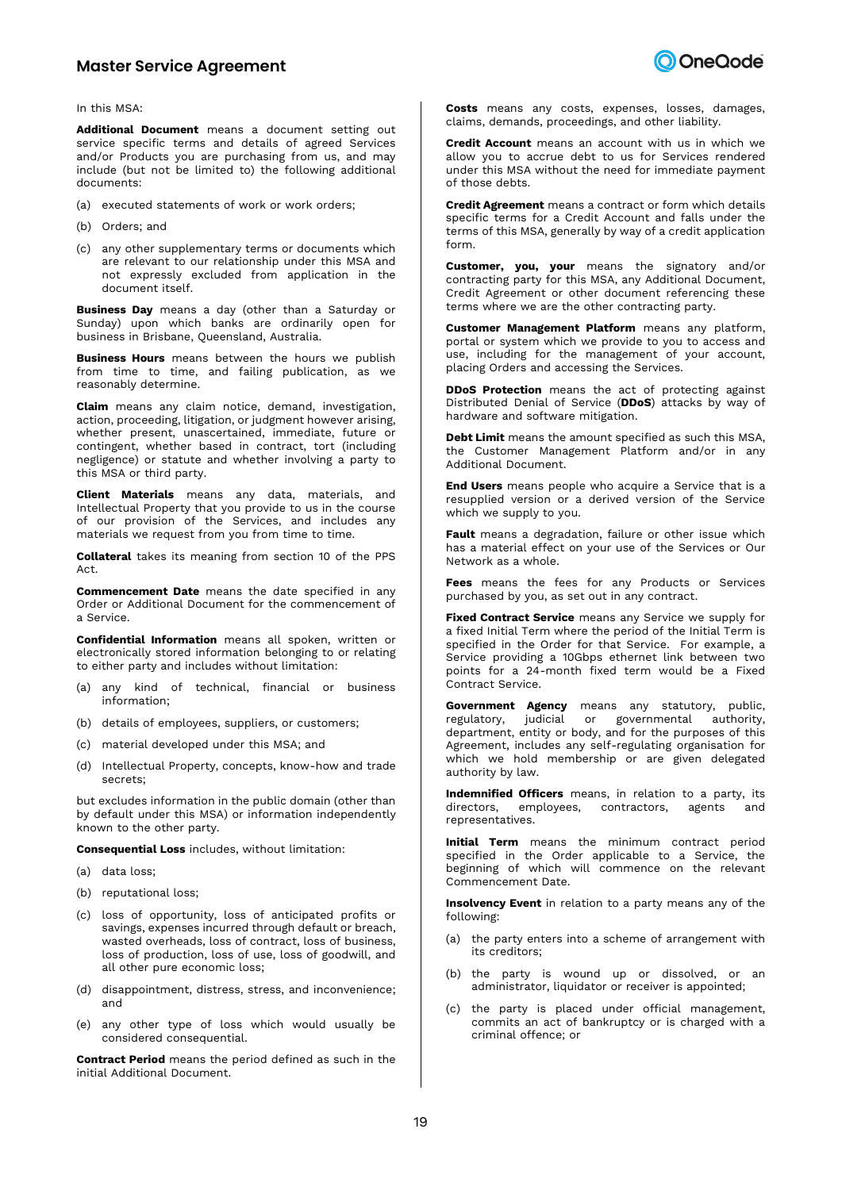In this MSA:

**Additional Document** means a document setting out service specific terms and details of agreed Services and/or Products you are purchasing from us, and may include (but not be limited to) the following additional documents:

(a) executed statements of work or work orders;

(b) Orders; and

(c) any other supplementary terms or documents which are relevant to our relationship under this MSA and not expressly excluded from application in the document itself.

**Business Day** means a day (other than a Saturday or Sunday) upon which banks are ordinarily open for business in Brisbane, Queensland, Australia.

**Business Hours** means between the hours we publish from time to time, and failing publication, as we reasonably determine.

**Claim** means any claim notice, demand, investigation, action, proceeding, litigation, or judgment however arising, whether present, unascertained, immediate, future or contingent, whether based in contract, tort (including negligence) or statute and whether involving a party to this MSA or third party.

**Client Materials** means any data, materials, and Intellectual Property that you provide to us in the course of our provision of the Services, and includes any materials we request from you from time to time.

**Collateral** takes its meaning from section 10 of the PPS Act.

**Commencement Date** means the date specified in any Order or Additional Document for the commencement of a Service.

**Confidential Information** means all spoken, written or electronically stored information belonging to or relating to either party and includes without limitation:

(a) any kind of technical, financial or business information;

(b) details of employees, suppliers, or customers;

(c) material developed under this MSA; and

(d) Intellectual Property, concepts, know-how and trade secrets;

but excludes information in the public domain (other than by default under this MSA) or information independently known to the other party.

**Consequential Loss** includes, without limitation:

(a) data loss;

(b) reputational loss;

(c) loss of opportunity, loss of anticipated profits or savings, expenses incurred through default or breach, wasted overheads, loss of contract, loss of business, loss of production, loss of use, loss of goodwill, and all other pure economic loss;

(d) disappointment, distress, stress, and inconvenience; and

(e) any other type of loss which would usually be considered consequential.

**Contract Period** means the period defined as such in the initial Additional Document.

**Costs** means any costs, expenses, losses, damages, claims, demands, proceedings, and other liability.

**Credit Account** means an account with us in which we allow you to accrue debt to us for Services rendered under this MSA without the need for immediate payment of those debts.

**Credit Agreement** means a contract or form which details specific terms for a Credit Account and falls under the terms of this MSA, generally by way of a credit application form.

**Customer, you, your** means the signatory and/or contracting party for this MSA, any Additional Document, Credit Agreement or other document referencing these terms where we are the other contracting party.

**Customer Management Platform** means any platform, portal or system which we provide to you to access and use, including for the management of your account, placing Orders and accessing the Services.

**DDoS Protection** means the act of protecting against Distributed Denial of Service (**DDoS**) attacks by way of hardware and software mitigation.

**Debt Limit** means the amount specified as such this MSA, the Customer Management Platform and/or in any Additional Document.

**End Users** means people who acquire a Service that is a resupplied version or a derived version of the Service which we supply to you.

**Fault** means a degradation, failure or other issue which has a material effect on your use of the Services or Our Network as a whole.

**Fees** means the fees for any Products or Services purchased by you, as set out in any contract.

**Fixed Contract Service** means any Service we supply for a fixed Initial Term where the period of the Initial Term is specified in the Order for that Service. For example, a Service providing a 10Gbps ethernet link between two points for a 24-month fixed term would be a Fixed Contract Service.

**Government Agency** means any statutory, public, regulatory, judicial or governmental authority, department, entity or body, and for the purposes of this Agreement, includes any self-regulating organisation for which we hold membership or are given delegated authority by law.

**Indemnified Officers** means, in relation to a party, its directors, employees, contractors, agents and representatives.

**Initial Term** means the minimum contract period specified in the Order applicable to a Service, the beginning of which will commence on the relevant Commencement Date.

**Insolvency Event** in relation to a party means any of the following:

(a) the party enters into a scheme of arrangement with its creditors;

(b) the party is wound up or dissolved, or an administrator, liquidator or receiver is appointed;

(c) the party is placed under official management, commits an act of bankruptcy or is charged with a criminal offence; or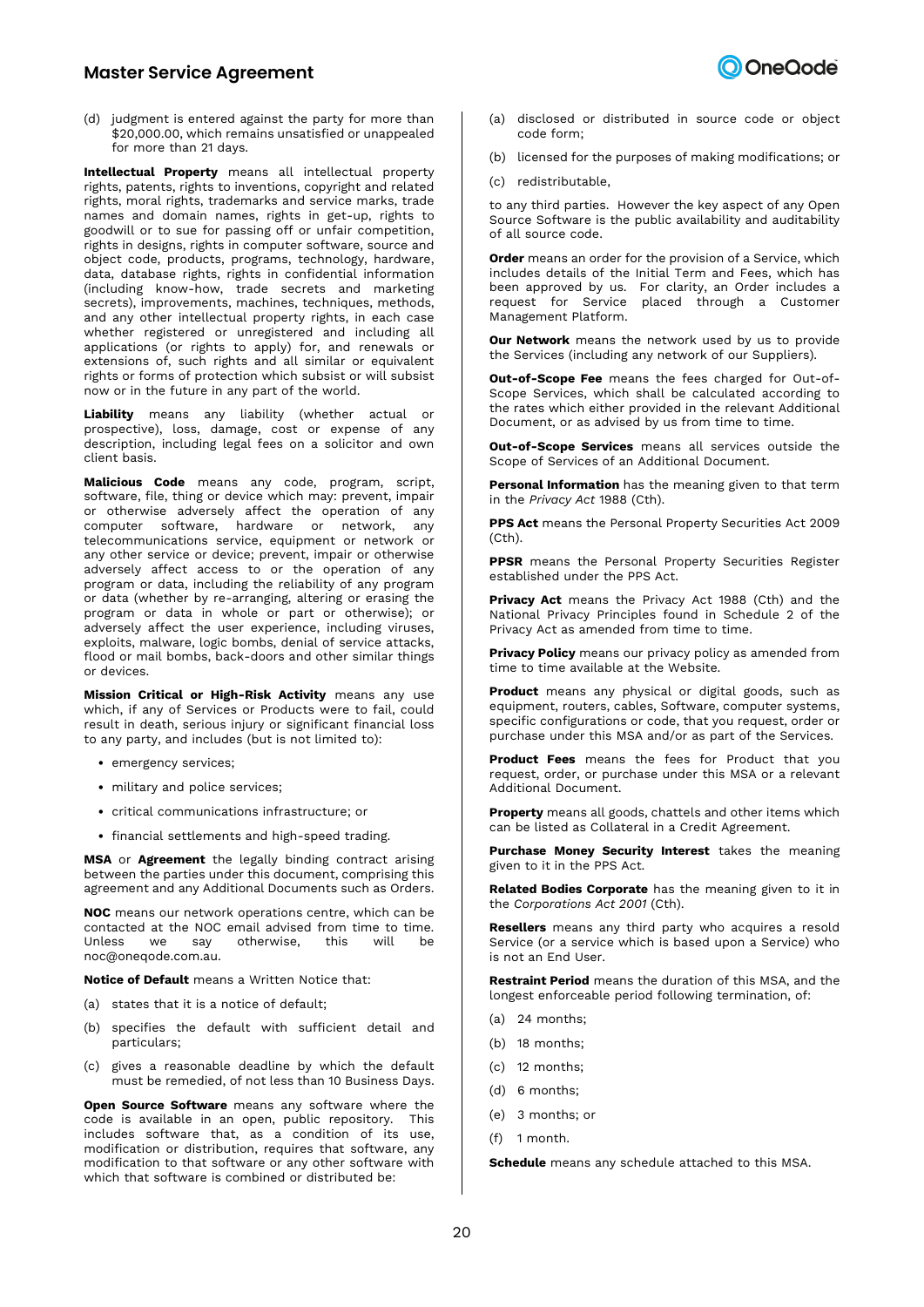(d) judgment is entered against the party for more than $20,000.00, which remains unsatisfied or unappealed for more than 21 days.

**Intellectual Property** means all intellectual property rights, patents, rights to inventions, copyright and related rights, moral rights, trademarks and service marks, trade names and domain names, rights in get-up, rights to goodwill or to sue for passing off or unfair competition, rights in designs, rights in computer software, source and object code, products, programs, technology, hardware, data, database rights, rights in confidential information (including know-how, trade secrets and marketing secrets), improvements, machines, techniques, methods, and any other intellectual property rights, in each case whether registered or unregistered and including all applications (or rights to apply) for, and renewals or extensions of, such rights and all similar or equivalent rights or forms of protection which subsist or will subsist now or in the future in any part of the world.

**Liability** means any liability (whether actual or prospective), loss, damage, cost or expense of any description, including legal fees on a solicitor and own client basis.

**Malicious Code** means any code, program, script, software, file, thing or device which may: prevent, impair or otherwise adversely affect the operation of any computer software, hardware or network, any telecommunications service, equipment or network or any other service or device; prevent, impair or otherwise adversely affect access to or the operation of any program or data, including the reliability of any program or data (whether by re-arranging, altering or erasing the program or data in whole or part or otherwise); or adversely affect the user experience, including viruses, exploits, malware, logic bombs, denial of service attacks, flood or mail bombs, back-doors and other similar things or devices.

**Mission Critical or High-Risk Activity** means any use which, if any of Services or Products were to fail, could result in death, serious injury or significant financial loss to any party, and includes (but is not limited to):

- emergency services;
- military and police services;
- critical communications infrastructure; or
- financial settlements and high-speed trading.

**MSA** or **Agreement** the legally binding contract arising between the parties under this document, comprising this agreement and any Additional Documents such as Orders.

**NOC** means our network operations centre, which can be contacted at the NOC email advised from time to time. Unless we say otherwise, this will be noc@oneqode.com.au.

**Notice of Default** means a Written Notice that:

(a) states that it is a notice of default;

(b) specifies the default with sufficient detail and particulars;

(c) gives a reasonable deadline by which the default must be remedied, of not less than 10 Business Days.

**Open Source Software** means any software where the code is available in an open, public repository. This includes software that, as a condition of its use, modification or distribution, requires that software, any modification to that software or any other software with which that software is combined or distributed be:

(a) disclosed or distributed in source code or object code form;

(b) licensed for the purposes of making modifications; or

(c) redistributable,

to any third parties. However the key aspect of any Open Source Software is the public availability and auditability of all source code.

**Order** means an order for the provision of a Service, which includes details of the Initial Term and Fees, which has been approved by us. For clarity, an Order includes a request for Service placed through a Customer Management Platform.

**Our Network** means the network used by us to provide the Services (including any network of our Suppliers).

**Out-of-Scope Fee** means the fees charged for Out-of-Scope Services, which shall be calculated according to the rates which either provided in the relevant Additional Document, or as advised by us from time to time.

**Out-of-Scope Services** means all services outside the Scope of Services of an Additional Document.

**Personal Information** has the meaning given to that term in the *Privacy Act* 1988 (Cth).

**PPS Act** means the Personal Property Securities Act 2009 (Cth).

**PPSR** means the Personal Property Securities Register established under the PPS Act.

**Privacy Act** means the Privacy Act 1988 (Cth) and the National Privacy Principles found in Schedule 2 of the Privacy Act as amended from time to time.

**Privacy Policy** means our privacy policy as amended from time to time available at the Website.

**Product** means any physical or digital goods, such as equipment, routers, cables, Software, computer systems, specific configurations or code, that you request, order or purchase under this MSA and/or as part of the Services.

**Product Fees** means the fees for Product that you request, order, or purchase under this MSA or a relevant Additional Document.

**Property** means all goods, chattels and other items which can be listed as Collateral in a Credit Agreement.

**Purchase Money Security Interest** takes the meaning given to it in the PPS Act.

**Related Bodies Corporate** has the meaning given to it in the *Corporations Act 2001* (Cth).

**Resellers** means any third party who acquires a resold Service (or a service which is based upon a Service) who is not an End User.

**Restraint Period** means the duration of this MSA, and the longest enforceable period following termination, of:

(a) 24 months;

(b) 18 months;

(c) 12 months;

(d) 6 months;

(e) 3 months; or

(f) 1 month.

**Schedule** means any schedule attached to this MSA.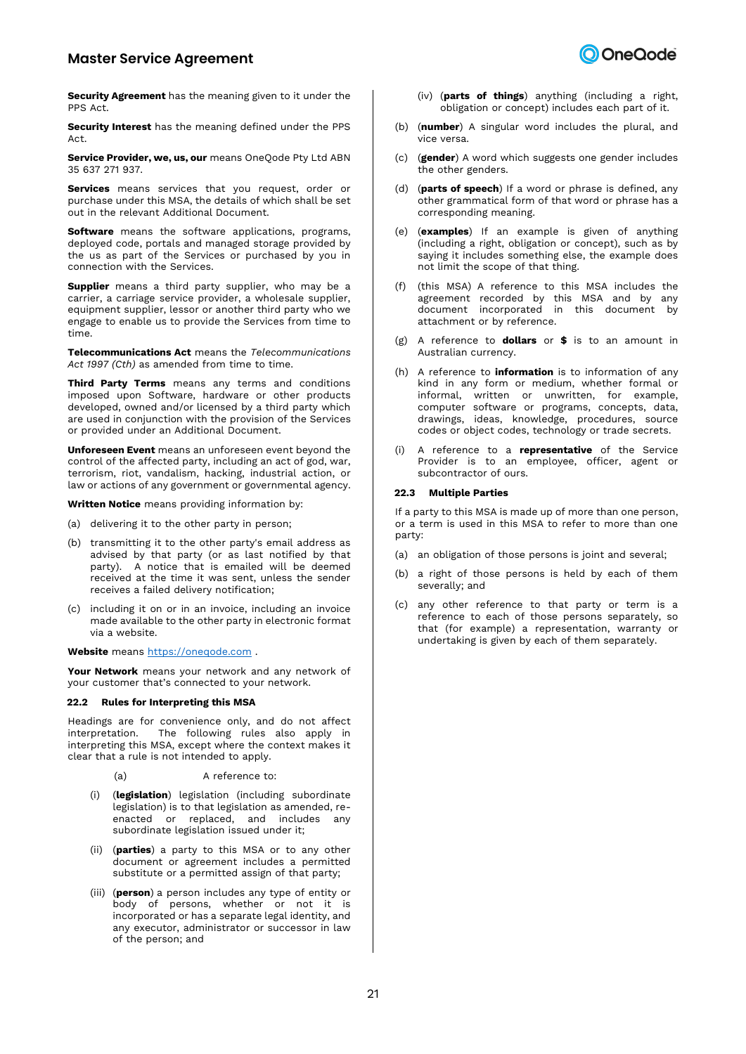**Security Agreement** has the meaning given to it under the PPS Act.

**Security Interest** has the meaning defined under the PPS Act.

**Service Provider, we, us, our** means OneQode Pty Ltd ABN 35 637 271 937.

**Services** means services that you request, order or purchase under this MSA, the details of which shall be set out in the relevant Additional Document.

**Software** means the software applications, programs, deployed code, portals and managed storage provided by the us as part of the Services or purchased by you in connection with the Services.

**Supplier** means a third party supplier, who may be a carrier, a carriage service provider, a wholesale supplier, equipment supplier, lessor or another third party who we engage to enable us to provide the Services from time to time.

**Telecommunications Act** means the *Telecommunications Act 1997 (Cth)* as amended from time to time.

**Third Party Terms** means any terms and conditions imposed upon Software, hardware or other products developed, owned and/or licensed by a third party which are used in conjunction with the provision of the Services or provided under an Additional Document.

**Unforeseen Event** means an unforeseen event beyond the control of the affected party, including an act of god, war, terrorism, riot, vandalism, hacking, industrial action, or law or actions of any government or governmental agency.

**Written Notice** means providing information by:

(a) delivering it to the other party in person;

(b) transmitting it to the other party's email address as advised by that party (or as last notified by that party). A notice that is emailed will be deemed received at the time it was sent, unless the sender receives a failed delivery notification;

(c) including it on or in an invoice, including an invoice made available to the other party in electronic format via a website.

**Website** means https://oneqode.com .

**Your Network** means your network and any network of your customer that's connected to your network.

### 22.2 Rules for Interpreting this MSA

Headings are for convenience only, and do not affect interpretation. The following rules also apply in interpreting this MSA, except where the context makes it clear that a rule is not intended to apply.

(a) A reference to:

(i) (**legislation**) legislation (including subordinate legislation) is to that legislation as amended, re-enacted or replaced, and includes any subordinate legislation issued under it;

(ii) (**parties**) a party to this MSA or to any other document or agreement includes a permitted substitute or a permitted assign of that party;

(iii) (**person**) a person includes any type of entity or body of persons, whether or not it is incorporated or has a separate legal identity, and any executor, administrator or successor in law of the person; and

(iv) (**parts of things**) anything (including a right, obligation or concept) includes each part of it.

(b) (**number**) A singular word includes the plural, and vice versa.

(c) (**gender**) A word which suggests one gender includes the other genders.

(d) (**parts of speech**) If a word or phrase is defined, any other grammatical form of that word or phrase has a corresponding meaning.

(e) (**examples**) If an example is given of anything (including a right, obligation or concept), such as by saying it includes something else, the example does not limit the scope of that thing.

(f) (this MSA) A reference to this MSA includes the agreement recorded by this MSA and by any document incorporated in this document by attachment or by reference.

(g) A reference to **dollars** or **$** is to an amount in Australian currency.

(h) A reference to **information** is to information of any kind in any form or medium, whether formal or informal, written or unwritten, for example, computer software or programs, concepts, data, drawings, ideas, knowledge, procedures, source codes or object codes, technology or trade secrets.

(i) A reference to a **representative** of the Service Provider is to an employee, officer, agent or subcontractor of ours.

### 22.3 Multiple Parties

If a party to this MSA is made up of more than one person, or a term is used in this MSA to refer to more than one party:

(a) an obligation of those persons is joint and several;

(b) a right of those persons is held by each of them severally; and

(c) any other reference to that party or term is a reference to each of those persons separately, so that (for example) a representation, warranty or undertaking is given by each of them separately.